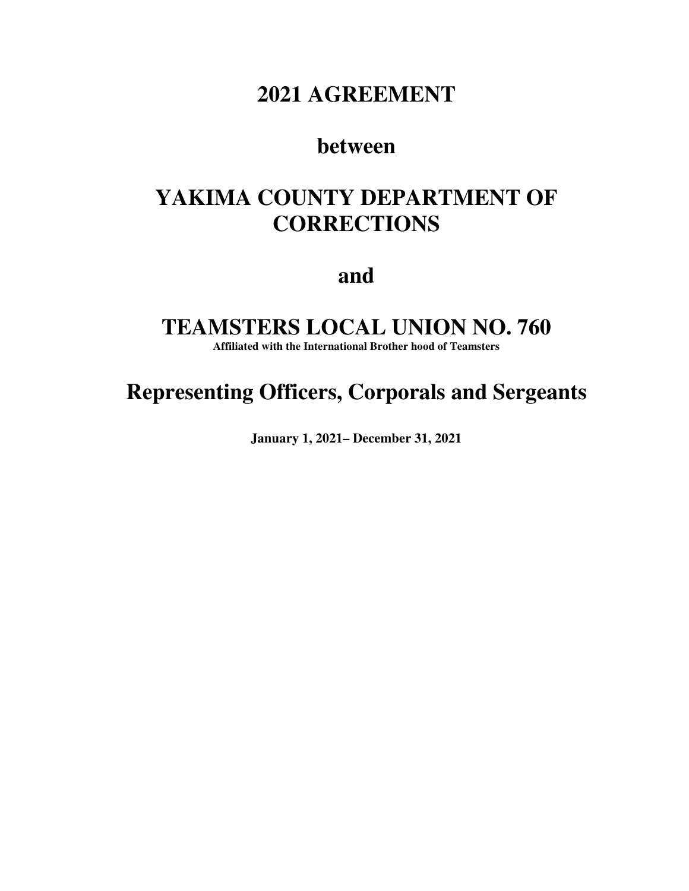# 2021 AGREEMENT

# between

# YAKIMA COUNTY DEPARTMENT OF CORRECTIONS

# and

# TEAMSTERS LOCAL UNION NO. 760

**Affiliated with the International Brother hood of Teamsters**

## Representing Officers, Corporals and Sergeants

**January 1, 2021– December 31, 2021**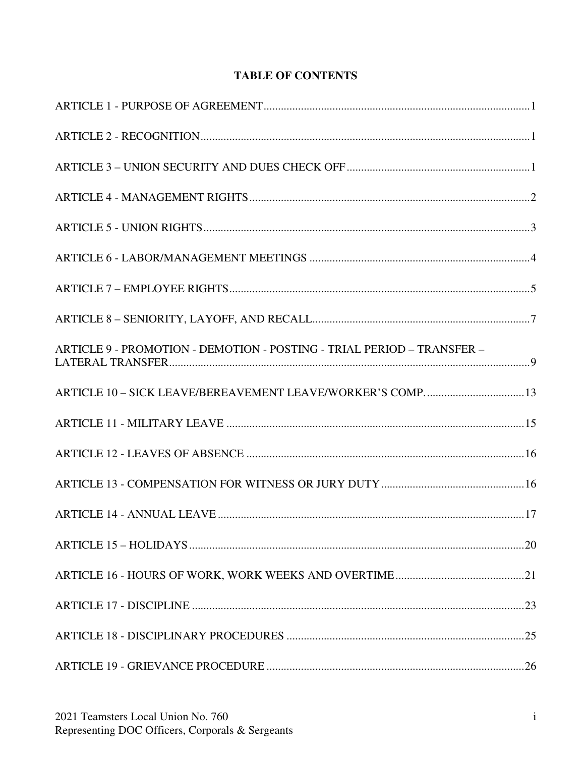# TABLE OF CONTENTS

ARTICLE 1 - PURPOSE OF AGREEMENT .......... 1

ARTICLE 2 - RECOGNITION .......... 1

ARTICLE 3 – UNION SECURITY AND DUES CHECK OFF .......... 1

ARTICLE 4 - MANAGEMENT RIGHTS .......... 2

ARTICLE 5 - UNION RIGHTS .......... 3

ARTICLE 6 - LABOR/MANAGEMENT MEETINGS .......... 4

ARTICLE 7 – EMPLOYEE RIGHTS .......... 5

ARTICLE 8 – SENIORITY, LAYOFF, AND RECALL .......... 7

ARTICLE 9 - PROMOTION - DEMOTION - POSTING - TRIAL PERIOD – TRANSFER – LATERAL TRANSFER .......... 9

ARTICLE 10 – SICK LEAVE/BEREAVEMENT LEAVE/WORKER'S COMP. .......... 13

ARTICLE 11 - MILITARY LEAVE .......... 15

ARTICLE 12 - LEAVES OF ABSENCE .......... 16

ARTICLE 13 - COMPENSATION FOR WITNESS OR JURY DUTY .......... 16

ARTICLE 14 - ANNUAL LEAVE .......... 17

ARTICLE 15 – HOLIDAYS .......... 20

ARTICLE 16 - HOURS OF WORK, WORK WEEKS AND OVERTIME .......... 21

ARTICLE 17 - DISCIPLINE .......... 23

ARTICLE 18 - DISCIPLINARY PROCEDURES .......... 25

ARTICLE 19 - GRIEVANCE PROCEDURE .......... 26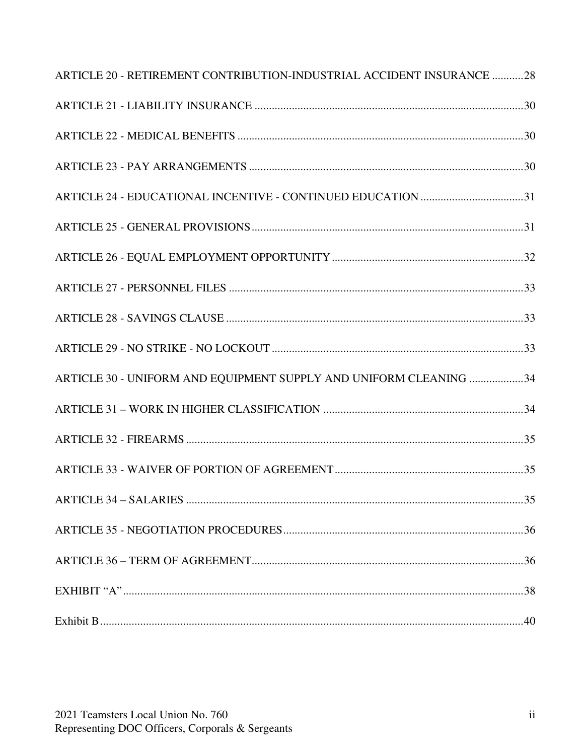ARTICLE 20 - RETIREMENT CONTRIBUTION-INDUSTRIAL ACCIDENT INSURANCE ...........28

ARTICLE 21 - LIABILITY INSURANCE ...........30

ARTICLE 22 - MEDICAL BENEFITS ...........30

ARTICLE 23 - PAY ARRANGEMENTS ...........30

ARTICLE 24 - EDUCATIONAL INCENTIVE - CONTINUED EDUCATION ...........31

ARTICLE 25 - GENERAL PROVISIONS...........31

ARTICLE 26 - EQUAL EMPLOYMENT OPPORTUNITY ...........32

ARTICLE 27 - PERSONNEL FILES ...........33

ARTICLE 28 - SAVINGS CLAUSE ...........33

ARTICLE 29 - NO STRIKE - NO LOCKOUT ...........33

ARTICLE 30 - UNIFORM AND EQUIPMENT SUPPLY AND UNIFORM CLEANING ...........34

ARTICLE 31 – WORK IN HIGHER CLASSIFICATION ...........34

ARTICLE 32 - FIREARMS ...........35

ARTICLE 33 - WAIVER OF PORTION OF AGREEMENT...........35

ARTICLE 34 – SALARIES ...........35

ARTICLE 35 - NEGOTIATION PROCEDURES...........36

ARTICLE 36 – TERM OF AGREEMENT...........36

EXHIBIT "A"...........38

Exhibit B...........40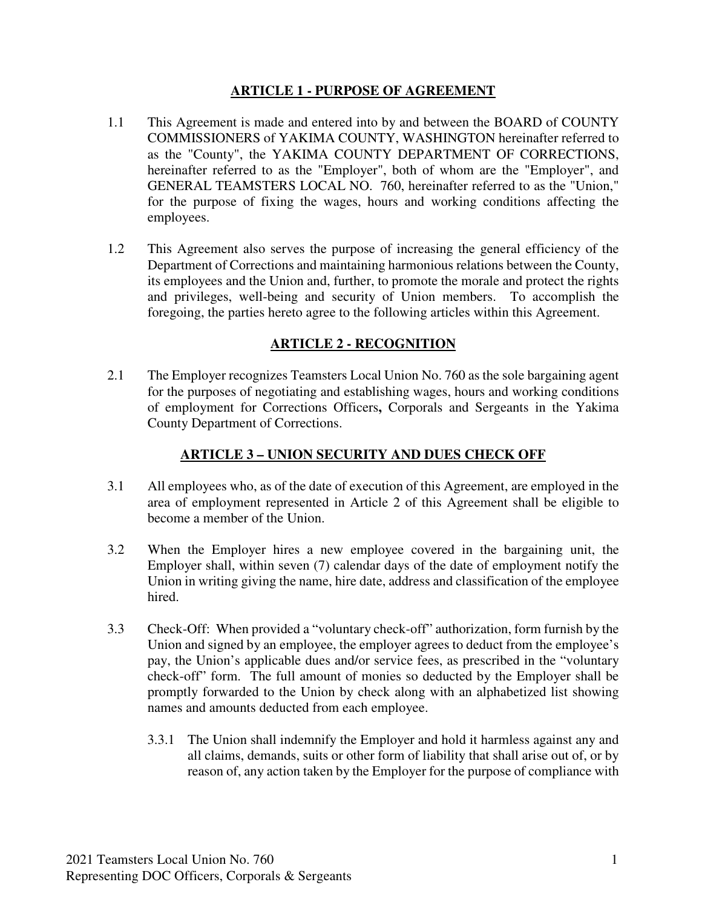## ARTICLE 1 - PURPOSE OF AGREEMENT

1.1 This Agreement is made and entered into by and between the BOARD of COUNTY COMMISSIONERS of YAKIMA COUNTY, WASHINGTON hereinafter referred to as the "County", the YAKIMA COUNTY DEPARTMENT OF CORRECTIONS, hereinafter referred to as the "Employer", both of whom are the "Employer", and GENERAL TEAMSTERS LOCAL NO. 760, hereinafter referred to as the "Union," for the purpose of fixing the wages, hours and working conditions affecting the employees.

1.2 This Agreement also serves the purpose of increasing the general efficiency of the Department of Corrections and maintaining harmonious relations between the County, its employees and the Union and, further, to promote the morale and protect the rights and privileges, well-being and security of Union members. To accomplish the foregoing, the parties hereto agree to the following articles within this Agreement.

## ARTICLE 2 - RECOGNITION

2.1 The Employer recognizes Teamsters Local Union No. 760 as the sole bargaining agent for the purposes of negotiating and establishing wages, hours and working conditions of employment for Corrections Officers**,** Corporals and Sergeants in the Yakima County Department of Corrections.

## ARTICLE 3 – UNION SECURITY AND DUES CHECK OFF

3.1 All employees who, as of the date of execution of this Agreement, are employed in the area of employment represented in Article 2 of this Agreement shall be eligible to become a member of the Union.

3.2 When the Employer hires a new employee covered in the bargaining unit, the Employer shall, within seven (7) calendar days of the date of employment notify the Union in writing giving the name, hire date, address and classification of the employee hired.

3.3 Check-Off: When provided a "voluntary check-off" authorization, form furnish by the Union and signed by an employee, the employer agrees to deduct from the employee's pay, the Union's applicable dues and/or service fees, as prescribed in the "voluntary check-off" form. The full amount of monies so deducted by the Employer shall be promptly forwarded to the Union by check along with an alphabetized list showing names and amounts deducted from each employee.

3.3.1 The Union shall indemnify the Employer and hold it harmless against any and all claims, demands, suits or other form of liability that shall arise out of, or by reason of, any action taken by the Employer for the purpose of compliance with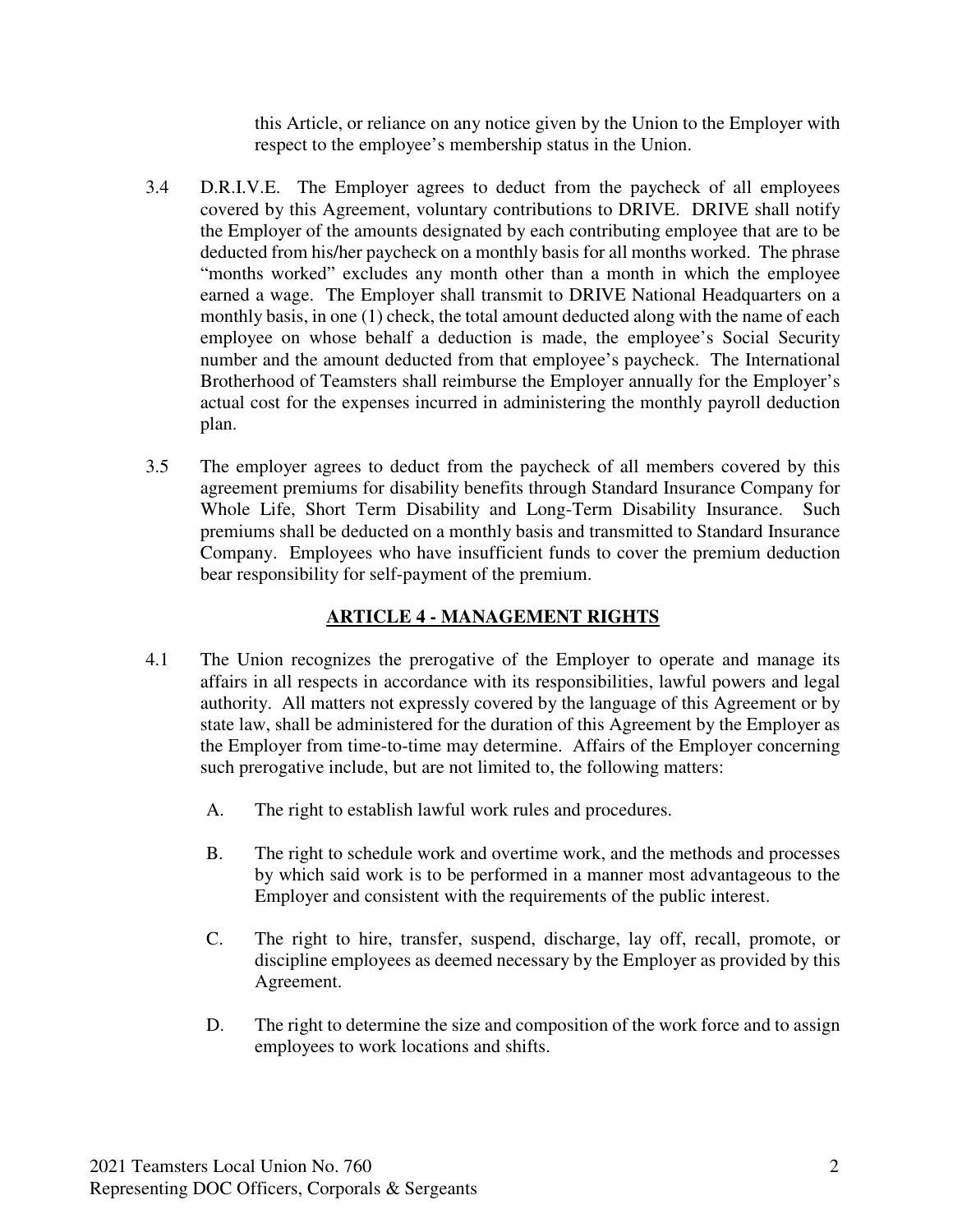this Article, or reliance on any notice given by the Union to the Employer with respect to the employee's membership status in the Union.

3.4 D.R.I.V.E. The Employer agrees to deduct from the paycheck of all employees covered by this Agreement, voluntary contributions to DRIVE. DRIVE shall notify the Employer of the amounts designated by each contributing employee that are to be deducted from his/her paycheck on a monthly basis for all months worked. The phrase "months worked" excludes any month other than a month in which the employee earned a wage. The Employer shall transmit to DRIVE National Headquarters on a monthly basis, in one (1) check, the total amount deducted along with the name of each employee on whose behalf a deduction is made, the employee's Social Security number and the amount deducted from that employee's paycheck. The International Brotherhood of Teamsters shall reimburse the Employer annually for the Employer's actual cost for the expenses incurred in administering the monthly payroll deduction plan.

3.5 The employer agrees to deduct from the paycheck of all members covered by this agreement premiums for disability benefits through Standard Insurance Company for Whole Life, Short Term Disability and Long-Term Disability Insurance. Such premiums shall be deducted on a monthly basis and transmitted to Standard Insurance Company. Employees who have insufficient funds to cover the premium deduction bear responsibility for self-payment of the premium.

## ARTICLE 4 - MANAGEMENT RIGHTS

4.1 The Union recognizes the prerogative of the Employer to operate and manage its affairs in all respects in accordance with its responsibilities, lawful powers and legal authority. All matters not expressly covered by the language of this Agreement or by state law, shall be administered for the duration of this Agreement by the Employer as the Employer from time-to-time may determine. Affairs of the Employer concerning such prerogative include, but are not limited to, the following matters:

A. The right to establish lawful work rules and procedures.

B. The right to schedule work and overtime work, and the methods and processes by which said work is to be performed in a manner most advantageous to the Employer and consistent with the requirements of the public interest.

C. The right to hire, transfer, suspend, discharge, lay off, recall, promote, or discipline employees as deemed necessary by the Employer as provided by this Agreement.

D. The right to determine the size and composition of the work force and to assign employees to work locations and shifts.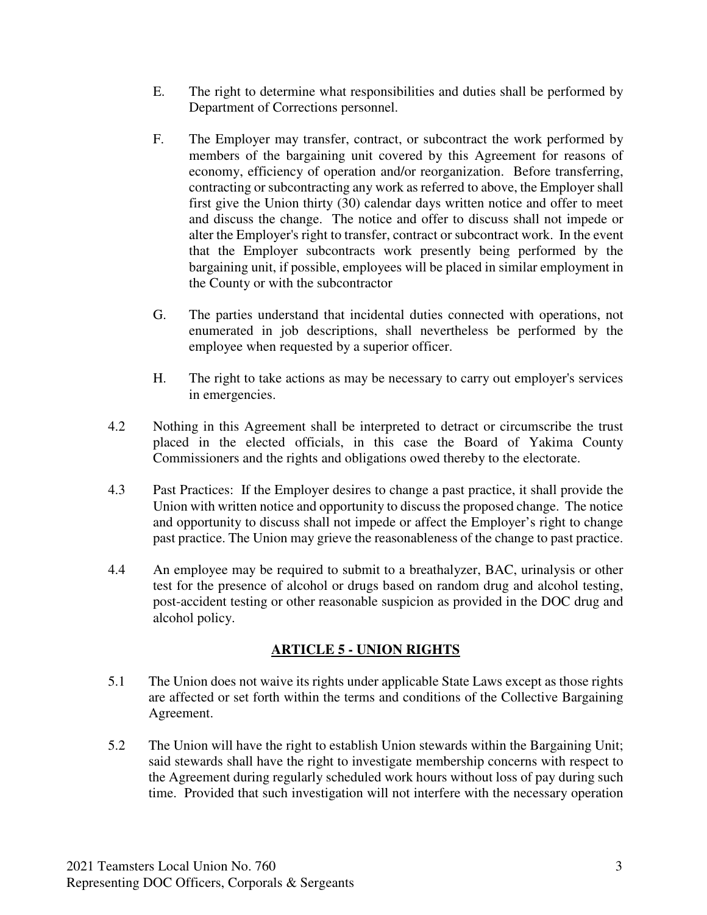E. The right to determine what responsibilities and duties shall be performed by Department of Corrections personnel.

F. The Employer may transfer, contract, or subcontract the work performed by members of the bargaining unit covered by this Agreement for reasons of economy, efficiency of operation and/or reorganization. Before transferring, contracting or subcontracting any work as referred to above, the Employer shall first give the Union thirty (30) calendar days written notice and offer to meet and discuss the change. The notice and offer to discuss shall not impede or alter the Employer's right to transfer, contract or subcontract work. In the event that the Employer subcontracts work presently being performed by the bargaining unit, if possible, employees will be placed in similar employment in the County or with the subcontractor

G. The parties understand that incidental duties connected with operations, not enumerated in job descriptions, shall nevertheless be performed by the employee when requested by a superior officer.

H. The right to take actions as may be necessary to carry out employer's services in emergencies.

4.2 Nothing in this Agreement shall be interpreted to detract or circumscribe the trust placed in the elected officials, in this case the Board of Yakima County Commissioners and the rights and obligations owed thereby to the electorate.

4.3 Past Practices: If the Employer desires to change a past practice, it shall provide the Union with written notice and opportunity to discuss the proposed change. The notice and opportunity to discuss shall not impede or affect the Employer's right to change past practice. The Union may grieve the reasonableness of the change to past practice.

4.4 An employee may be required to submit to a breathalyzer, BAC, urinalysis or other test for the presence of alcohol or drugs based on random drug and alcohol testing, post-accident testing or other reasonable suspicion as provided in the DOC drug and alcohol policy.

## ARTICLE 5 - UNION RIGHTS

5.1 The Union does not waive its rights under applicable State Laws except as those rights are affected or set forth within the terms and conditions of the Collective Bargaining Agreement.

5.2 The Union will have the right to establish Union stewards within the Bargaining Unit; said stewards shall have the right to investigate membership concerns with respect to the Agreement during regularly scheduled work hours without loss of pay during such time. Provided that such investigation will not interfere with the necessary operation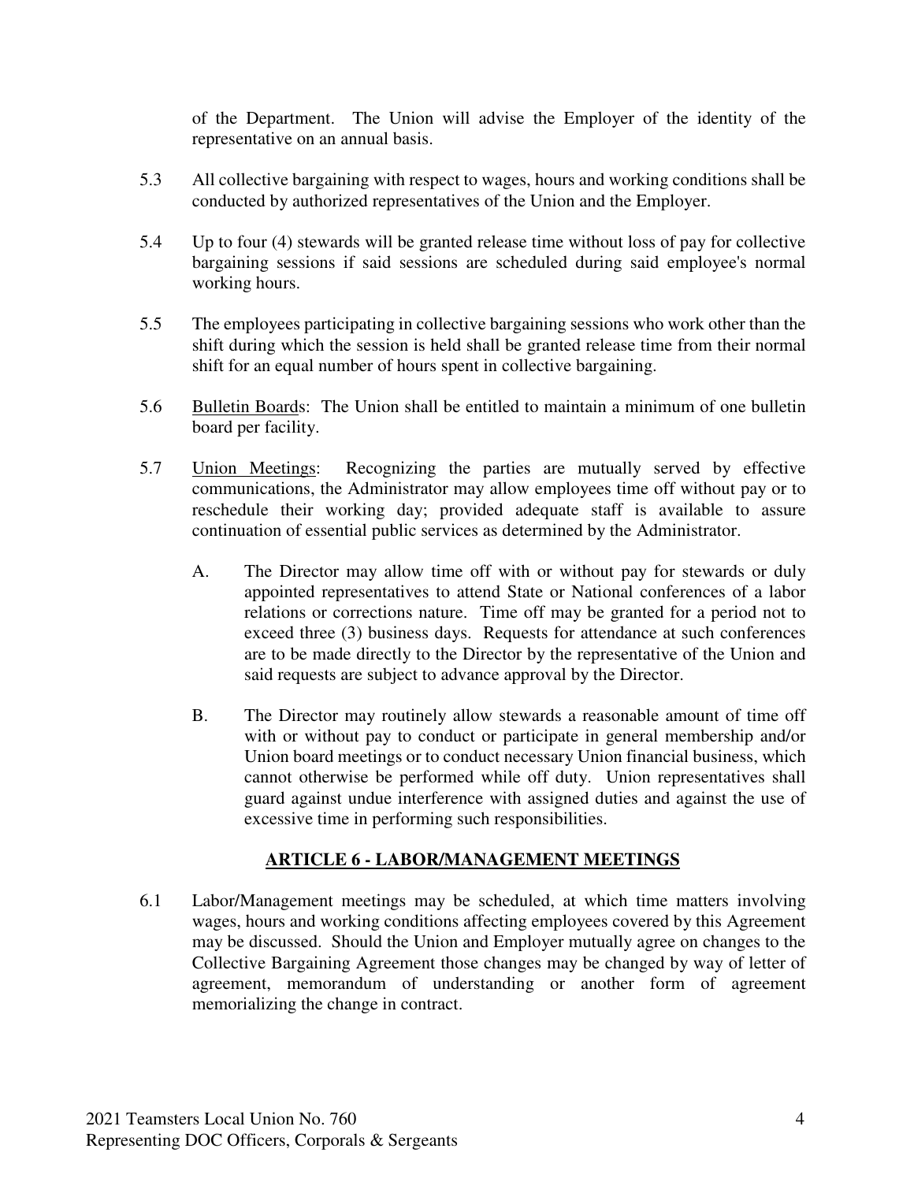of the Department. The Union will advise the Employer of the identity of the representative on an annual basis.

5.3 All collective bargaining with respect to wages, hours and working conditions shall be conducted by authorized representatives of the Union and the Employer.

5.4 Up to four (4) stewards will be granted release time without loss of pay for collective bargaining sessions if said sessions are scheduled during said employee's normal working hours.

5.5 The employees participating in collective bargaining sessions who work other than the shift during which the session is held shall be granted release time from their normal shift for an equal number of hours spent in collective bargaining.

5.6 Bulletin Boards: The Union shall be entitled to maintain a minimum of one bulletin board per facility.

5.7 Union Meetings: Recognizing the parties are mutually served by effective communications, the Administrator may allow employees time off without pay or to reschedule their working day; provided adequate staff is available to assure continuation of essential public services as determined by the Administrator.

A. The Director may allow time off with or without pay for stewards or duly appointed representatives to attend State or National conferences of a labor relations or corrections nature. Time off may be granted for a period not to exceed three (3) business days. Requests for attendance at such conferences are to be made directly to the Director by the representative of the Union and said requests are subject to advance approval by the Director.

B. The Director may routinely allow stewards a reasonable amount of time off with or without pay to conduct or participate in general membership and/or Union board meetings or to conduct necessary Union financial business, which cannot otherwise be performed while off duty. Union representatives shall guard against undue interference with assigned duties and against the use of excessive time in performing such responsibilities.

## ARTICLE 6 - LABOR/MANAGEMENT MEETINGS

6.1 Labor/Management meetings may be scheduled, at which time matters involving wages, hours and working conditions affecting employees covered by this Agreement may be discussed. Should the Union and Employer mutually agree on changes to the Collective Bargaining Agreement those changes may be changed by way of letter of agreement, memorandum of understanding or another form of agreement memorializing the change in contract.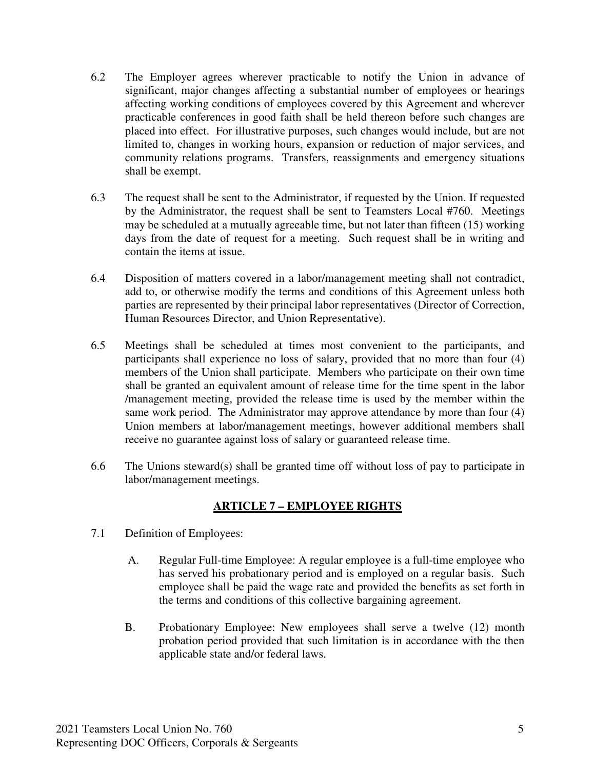6.2 The Employer agrees wherever practicable to notify the Union in advance of significant, major changes affecting a substantial number of employees or hearings affecting working conditions of employees covered by this Agreement and wherever practicable conferences in good faith shall be held thereon before such changes are placed into effect. For illustrative purposes, such changes would include, but are not limited to, changes in working hours, expansion or reduction of major services, and community relations programs. Transfers, reassignments and emergency situations shall be exempt.

6.3 The request shall be sent to the Administrator, if requested by the Union. If requested by the Administrator, the request shall be sent to Teamsters Local #760. Meetings may be scheduled at a mutually agreeable time, but not later than fifteen (15) working days from the date of request for a meeting. Such request shall be in writing and contain the items at issue.

6.4 Disposition of matters covered in a labor/management meeting shall not contradict, add to, or otherwise modify the terms and conditions of this Agreement unless both parties are represented by their principal labor representatives (Director of Correction, Human Resources Director, and Union Representative).

6.5 Meetings shall be scheduled at times most convenient to the participants, and participants shall experience no loss of salary, provided that no more than four (4) members of the Union shall participate. Members who participate on their own time shall be granted an equivalent amount of release time for the time spent in the labor /management meeting, provided the release time is used by the member within the same work period. The Administrator may approve attendance by more than four (4) Union members at labor/management meetings, however additional members shall receive no guarantee against loss of salary or guaranteed release time.

6.6 The Unions steward(s) shall be granted time off without loss of pay to participate in labor/management meetings.

## ARTICLE 7 – EMPLOYEE RIGHTS

7.1 Definition of Employees:

A. Regular Full-time Employee: A regular employee is a full-time employee who has served his probationary period and is employed on a regular basis. Such employee shall be paid the wage rate and provided the benefits as set forth in the terms and conditions of this collective bargaining agreement.

B. Probationary Employee: New employees shall serve a twelve (12) month probation period provided that such limitation is in accordance with the then applicable state and/or federal laws.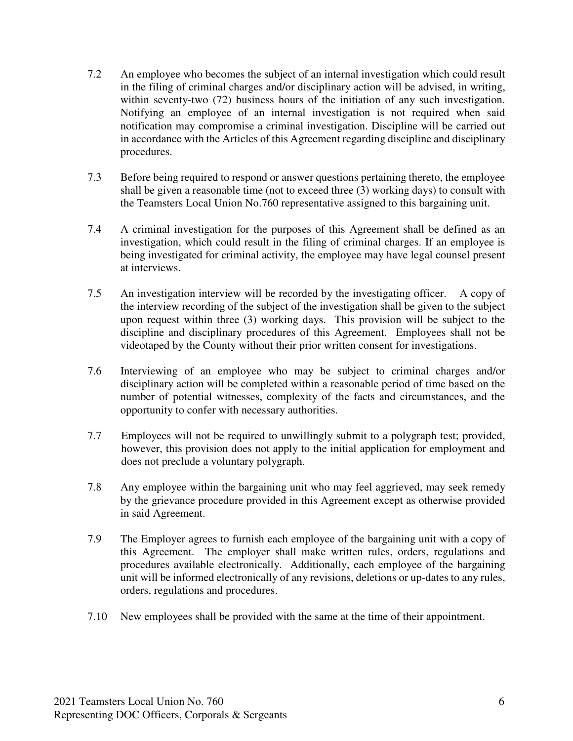7.2 An employee who becomes the subject of an internal investigation which could result in the filing of criminal charges and/or disciplinary action will be advised, in writing, within seventy-two (72) business hours of the initiation of any such investigation. Notifying an employee of an internal investigation is not required when said notification may compromise a criminal investigation. Discipline will be carried out in accordance with the Articles of this Agreement regarding discipline and disciplinary procedures.

7.3 Before being required to respond or answer questions pertaining thereto, the employee shall be given a reasonable time (not to exceed three (3) working days) to consult with the Teamsters Local Union No.760 representative assigned to this bargaining unit.

7.4 A criminal investigation for the purposes of this Agreement shall be defined as an investigation, which could result in the filing of criminal charges. If an employee is being investigated for criminal activity, the employee may have legal counsel present at interviews.

7.5 An investigation interview will be recorded by the investigating officer. A copy of the interview recording of the subject of the investigation shall be given to the subject upon request within three (3) working days. This provision will be subject to the discipline and disciplinary procedures of this Agreement. Employees shall not be videotaped by the County without their prior written consent for investigations.

7.6 Interviewing of an employee who may be subject to criminal charges and/or disciplinary action will be completed within a reasonable period of time based on the number of potential witnesses, complexity of the facts and circumstances, and the opportunity to confer with necessary authorities.

7.7 Employees will not be required to unwillingly submit to a polygraph test; provided, however, this provision does not apply to the initial application for employment and does not preclude a voluntary polygraph.

7.8 Any employee within the bargaining unit who may feel aggrieved, may seek remedy by the grievance procedure provided in this Agreement except as otherwise provided in said Agreement.

7.9 The Employer agrees to furnish each employee of the bargaining unit with a copy of this Agreement. The employer shall make written rules, orders, regulations and procedures available electronically. Additionally, each employee of the bargaining unit will be informed electronically of any revisions, deletions or up-dates to any rules, orders, regulations and procedures.

7.10 New employees shall be provided with the same at the time of their appointment.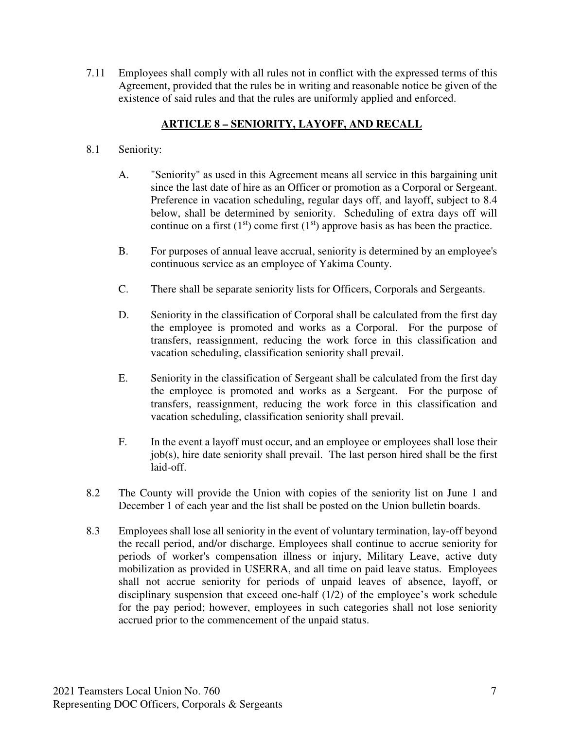7.11 Employees shall comply with all rules not in conflict with the expressed terms of this Agreement, provided that the rules be in writing and reasonable notice be given of the existence of said rules and that the rules are uniformly applied and enforced.

## ARTICLE 8 – SENIORITY, LAYOFF, AND RECALL

8.1 Seniority:

A. "Seniority" as used in this Agreement means all service in this bargaining unit since the last date of hire as an Officer or promotion as a Corporal or Sergeant. Preference in vacation scheduling, regular days off, and layoff, subject to 8.4 below, shall be determined by seniority. Scheduling of extra days off will continue on a first (1st) come first (1st) approve basis as has been the practice.

B. For purposes of annual leave accrual, seniority is determined by an employee's continuous service as an employee of Yakima County.

C. There shall be separate seniority lists for Officers, Corporals and Sergeants.

D. Seniority in the classification of Corporal shall be calculated from the first day the employee is promoted and works as a Corporal. For the purpose of transfers, reassignment, reducing the work force in this classification and vacation scheduling, classification seniority shall prevail.

E. Seniority in the classification of Sergeant shall be calculated from the first day the employee is promoted and works as a Sergeant. For the purpose of transfers, reassignment, reducing the work force in this classification and vacation scheduling, classification seniority shall prevail.

F. In the event a layoff must occur, and an employee or employees shall lose their job(s), hire date seniority shall prevail. The last person hired shall be the first laid-off.

8.2 The County will provide the Union with copies of the seniority list on June 1 and December 1 of each year and the list shall be posted on the Union bulletin boards.

8.3 Employees shall lose all seniority in the event of voluntary termination, lay-off beyond the recall period, and/or discharge. Employees shall continue to accrue seniority for periods of worker's compensation illness or injury, Military Leave, active duty mobilization as provided in USERRA, and all time on paid leave status. Employees shall not accrue seniority for periods of unpaid leaves of absence, layoff, or disciplinary suspension that exceed one-half (1/2) of the employee's work schedule for the pay period; however, employees in such categories shall not lose seniority accrued prior to the commencement of the unpaid status.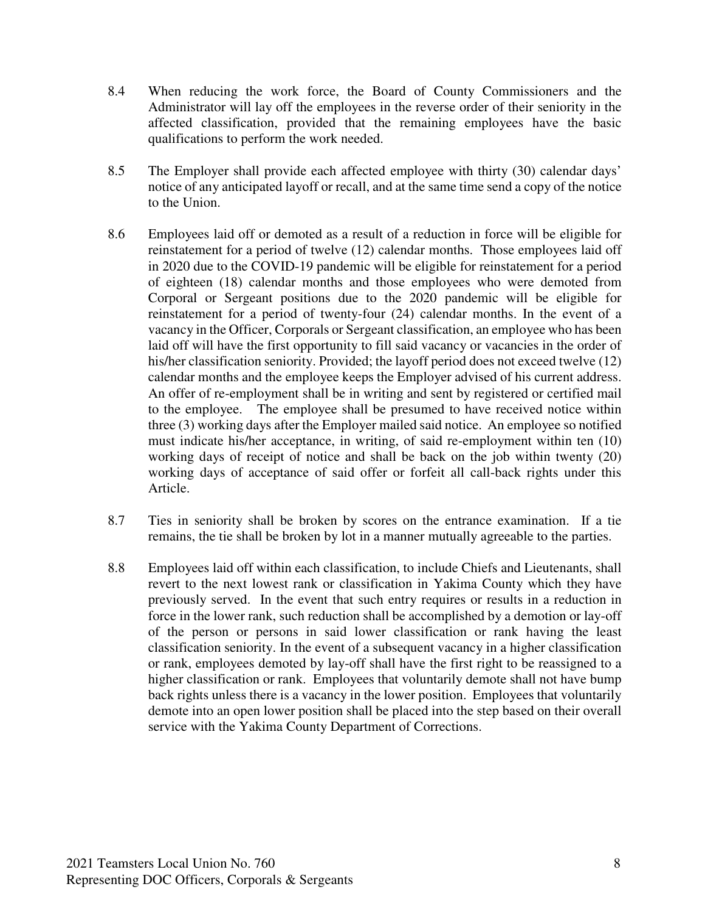8.4 When reducing the work force, the Board of County Commissioners and the Administrator will lay off the employees in the reverse order of their seniority in the affected classification, provided that the remaining employees have the basic qualifications to perform the work needed.

8.5 The Employer shall provide each affected employee with thirty (30) calendar days' notice of any anticipated layoff or recall, and at the same time send a copy of the notice to the Union.

8.6 Employees laid off or demoted as a result of a reduction in force will be eligible for reinstatement for a period of twelve (12) calendar months. Those employees laid off in 2020 due to the COVID-19 pandemic will be eligible for reinstatement for a period of eighteen (18) calendar months and those employees who were demoted from Corporal or Sergeant positions due to the 2020 pandemic will be eligible for reinstatement for a period of twenty-four (24) calendar months. In the event of a vacancy in the Officer, Corporals or Sergeant classification, an employee who has been laid off will have the first opportunity to fill said vacancy or vacancies in the order of his/her classification seniority. Provided; the layoff period does not exceed twelve (12) calendar months and the employee keeps the Employer advised of his current address. An offer of re-employment shall be in writing and sent by registered or certified mail to the employee. The employee shall be presumed to have received notice within three (3) working days after the Employer mailed said notice. An employee so notified must indicate his/her acceptance, in writing, of said re-employment within ten (10) working days of receipt of notice and shall be back on the job within twenty (20) working days of acceptance of said offer or forfeit all call-back rights under this Article.

8.7 Ties in seniority shall be broken by scores on the entrance examination. If a tie remains, the tie shall be broken by lot in a manner mutually agreeable to the parties.

8.8 Employees laid off within each classification, to include Chiefs and Lieutenants, shall revert to the next lowest rank or classification in Yakima County which they have previously served. In the event that such entry requires or results in a reduction in force in the lower rank, such reduction shall be accomplished by a demotion or lay-off of the person or persons in said lower classification or rank having the least classification seniority. In the event of a subsequent vacancy in a higher classification or rank, employees demoted by lay-off shall have the first right to be reassigned to a higher classification or rank. Employees that voluntarily demote shall not have bump back rights unless there is a vacancy in the lower position. Employees that voluntarily demote into an open lower position shall be placed into the step based on their overall service with the Yakima County Department of Corrections.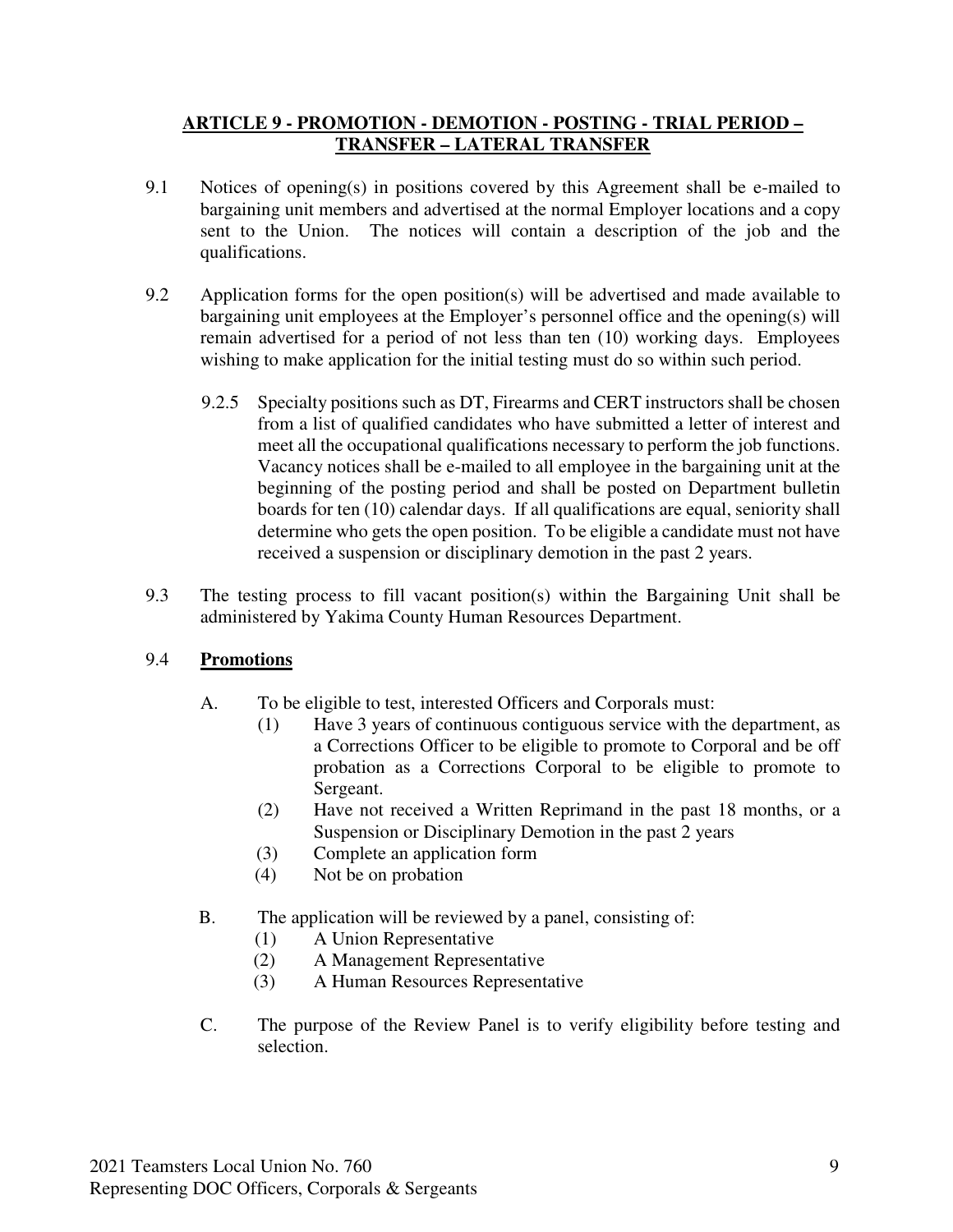## ARTICLE 9 - PROMOTION - DEMOTION - POSTING - TRIAL PERIOD – TRANSFER – LATERAL TRANSFER

9.1 Notices of opening(s) in positions covered by this Agreement shall be e-mailed to bargaining unit members and advertised at the normal Employer locations and a copy sent to the Union. The notices will contain a description of the job and the qualifications.

9.2 Application forms for the open position(s) will be advertised and made available to bargaining unit employees at the Employer's personnel office and the opening(s) will remain advertised for a period of not less than ten (10) working days. Employees wishing to make application for the initial testing must do so within such period.

9.2.5 Specialty positions such as DT, Firearms and CERT instructors shall be chosen from a list of qualified candidates who have submitted a letter of interest and meet all the occupational qualifications necessary to perform the job functions. Vacancy notices shall be e-mailed to all employee in the bargaining unit at the beginning of the posting period and shall be posted on Department bulletin boards for ten (10) calendar days. If all qualifications are equal, seniority shall determine who gets the open position. To be eligible a candidate must not have received a suspension or disciplinary demotion in the past 2 years.

9.3 The testing process to fill vacant position(s) within the Bargaining Unit shall be administered by Yakima County Human Resources Department.

9.4 **Promotions**

A. To be eligible to test, interested Officers and Corporals must:

(1) Have 3 years of continuous contiguous service with the department, as a Corrections Officer to be eligible to promote to Corporal and be off probation as a Corrections Corporal to be eligible to promote to Sergeant.

(2) Have not received a Written Reprimand in the past 18 months, or a Suspension or Disciplinary Demotion in the past 2 years

(3) Complete an application form

(4) Not be on probation

B. The application will be reviewed by a panel, consisting of:

(1) A Union Representative

(2) A Management Representative

(3) A Human Resources Representative

C. The purpose of the Review Panel is to verify eligibility before testing and selection.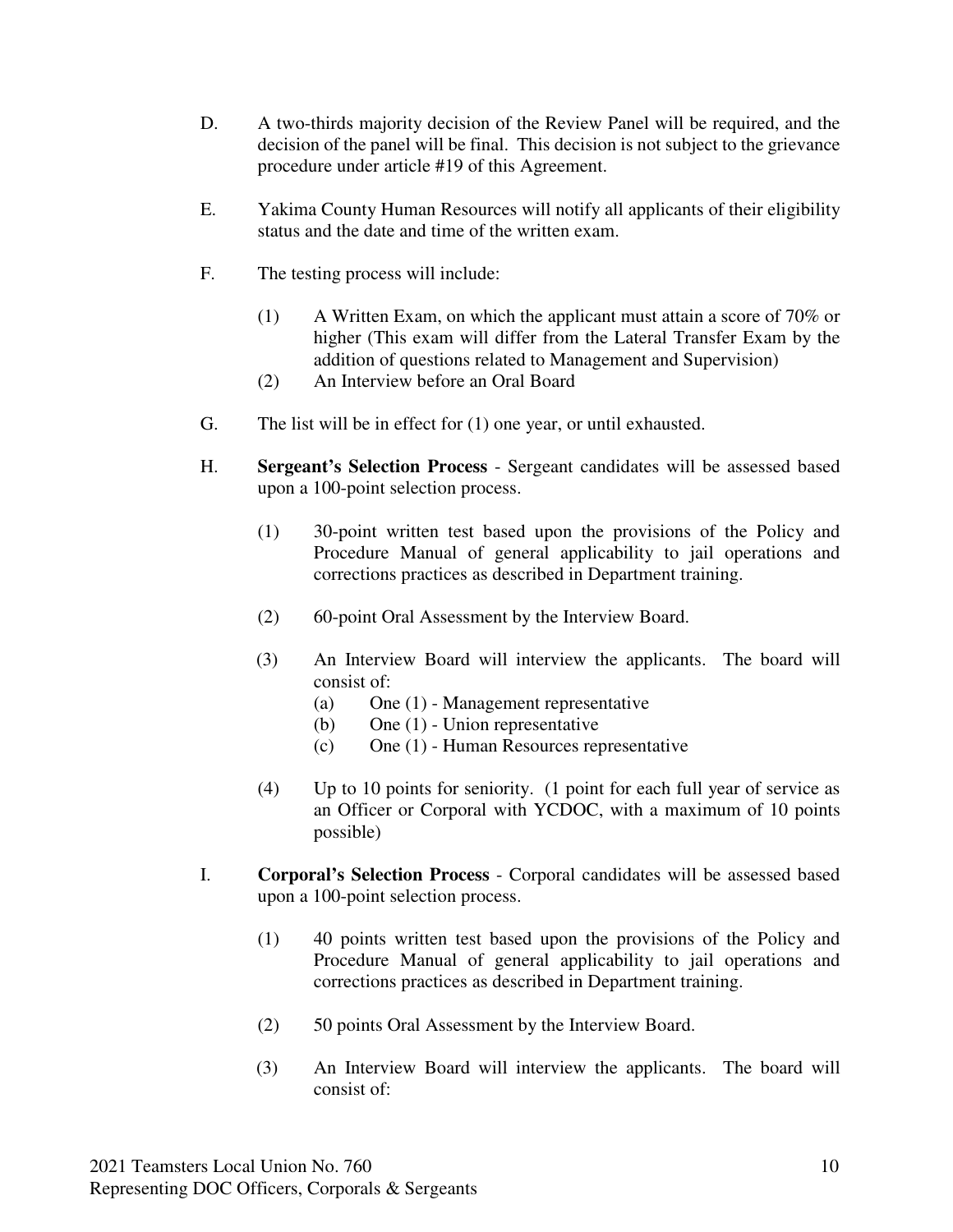D. A two-thirds majority decision of the Review Panel will be required, and the decision of the panel will be final. This decision is not subject to the grievance procedure under article #19 of this Agreement.

E. Yakima County Human Resources will notify all applicants of their eligibility status and the date and time of the written exam.

F. The testing process will include:

   (1) A Written Exam, on which the applicant must attain a score of 70% or higher (This exam will differ from the Lateral Transfer Exam by the addition of questions related to Management and Supervision)
   (2) An Interview before an Oral Board

G. The list will be in effect for (1) one year, or until exhausted.

H. **Sergeant's Selection Process** - Sergeant candidates will be assessed based upon a 100-point selection process.

   (1) 30-point written test based upon the provisions of the Policy and Procedure Manual of general applicability to jail operations and corrections practices as described in Department training.

   (2) 60-point Oral Assessment by the Interview Board.

   (3) An Interview Board will interview the applicants. The board will consist of:
      (a) One (1) - Management representative
      (b) One (1) - Union representative
      (c) One (1) - Human Resources representative

   (4) Up to 10 points for seniority. (1 point for each full year of service as an Officer or Corporal with YCDOC, with a maximum of 10 points possible)

I. **Corporal's Selection Process** - Corporal candidates will be assessed based upon a 100-point selection process.

   (1) 40 points written test based upon the provisions of the Policy and Procedure Manual of general applicability to jail operations and corrections practices as described in Department training.

   (2) 50 points Oral Assessment by the Interview Board.

   (3) An Interview Board will interview the applicants. The board will consist of: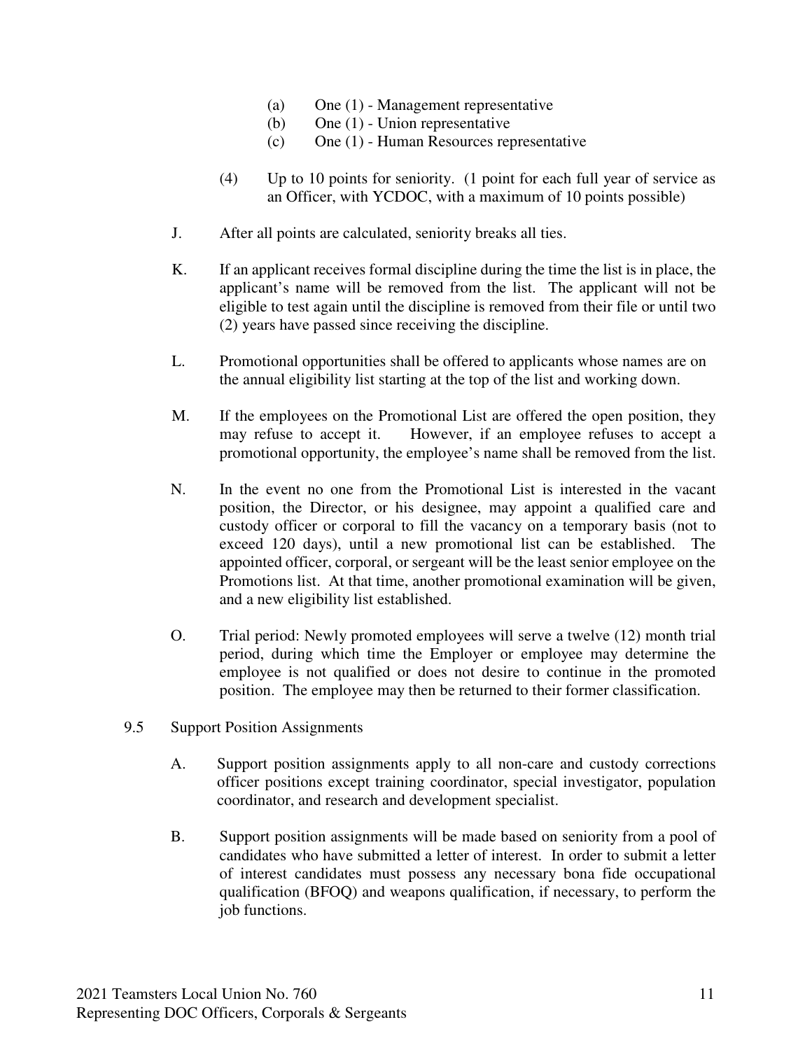(a) One (1) - Management representative
(b) One (1) - Union representative
(c) One (1) - Human Resources representative

(4) Up to 10 points for seniority. (1 point for each full year of service as an Officer, with YCDOC, with a maximum of 10 points possible)

J. After all points are calculated, seniority breaks all ties.

K. If an applicant receives formal discipline during the time the list is in place, the applicant's name will be removed from the list. The applicant will not be eligible to test again until the discipline is removed from their file or until two (2) years have passed since receiving the discipline.

L. Promotional opportunities shall be offered to applicants whose names are on the annual eligibility list starting at the top of the list and working down.

M. If the employees on the Promotional List are offered the open position, they may refuse to accept it. However, if an employee refuses to accept a promotional opportunity, the employee's name shall be removed from the list.

N. In the event no one from the Promotional List is interested in the vacant position, the Director, or his designee, may appoint a qualified care and custody officer or corporal to fill the vacancy on a temporary basis (not to exceed 120 days), until a new promotional list can be established. The appointed officer, corporal, or sergeant will be the least senior employee on the Promotions list. At that time, another promotional examination will be given, and a new eligibility list established.

O. Trial period: Newly promoted employees will serve a twelve (12) month trial period, during which time the Employer or employee may determine the employee is not qualified or does not desire to continue in the promoted position. The employee may then be returned to their former classification.

9.5 Support Position Assignments

A. Support position assignments apply to all non-care and custody corrections officer positions except training coordinator, special investigator, population coordinator, and research and development specialist.

B. Support position assignments will be made based on seniority from a pool of candidates who have submitted a letter of interest. In order to submit a letter of interest candidates must possess any necessary bona fide occupational qualification (BFOQ) and weapons qualification, if necessary, to perform the job functions.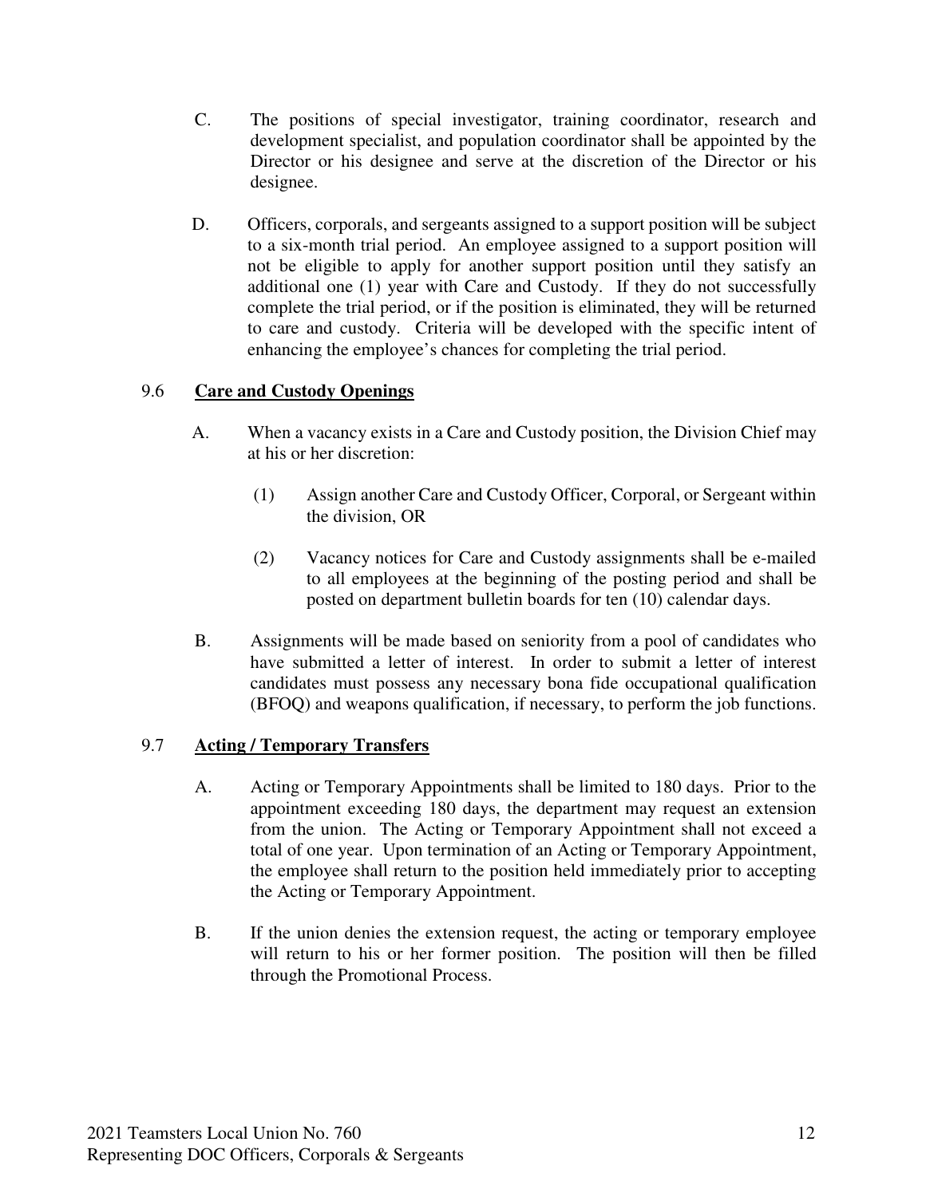C. The positions of special investigator, training coordinator, research and development specialist, and population coordinator shall be appointed by the Director or his designee and serve at the discretion of the Director or his designee.

D. Officers, corporals, and sergeants assigned to a support position will be subject to a six-month trial period. An employee assigned to a support position will not be eligible to apply for another support position until they satisfy an additional one (1) year with Care and Custody. If they do not successfully complete the trial period, or if the position is eliminated, they will be returned to care and custody. Criteria will be developed with the specific intent of enhancing the employee's chances for completing the trial period.

## 9.6 **Care and Custody Openings**

A. When a vacancy exists in a Care and Custody position, the Division Chief may at his or her discretion:

(1) Assign another Care and Custody Officer, Corporal, or Sergeant within the division, OR

(2) Vacancy notices for Care and Custody assignments shall be e-mailed to all employees at the beginning of the posting period and shall be posted on department bulletin boards for ten (10) calendar days.

B. Assignments will be made based on seniority from a pool of candidates who have submitted a letter of interest. In order to submit a letter of interest candidates must possess any necessary bona fide occupational qualification (BFOQ) and weapons qualification, if necessary, to perform the job functions.

## 9.7 **Acting / Temporary Transfers**

A. Acting or Temporary Appointments shall be limited to 180 days. Prior to the appointment exceeding 180 days, the department may request an extension from the union. The Acting or Temporary Appointment shall not exceed a total of one year. Upon termination of an Acting or Temporary Appointment, the employee shall return to the position held immediately prior to accepting the Acting or Temporary Appointment.

B. If the union denies the extension request, the acting or temporary employee will return to his or her former position. The position will then be filled through the Promotional Process.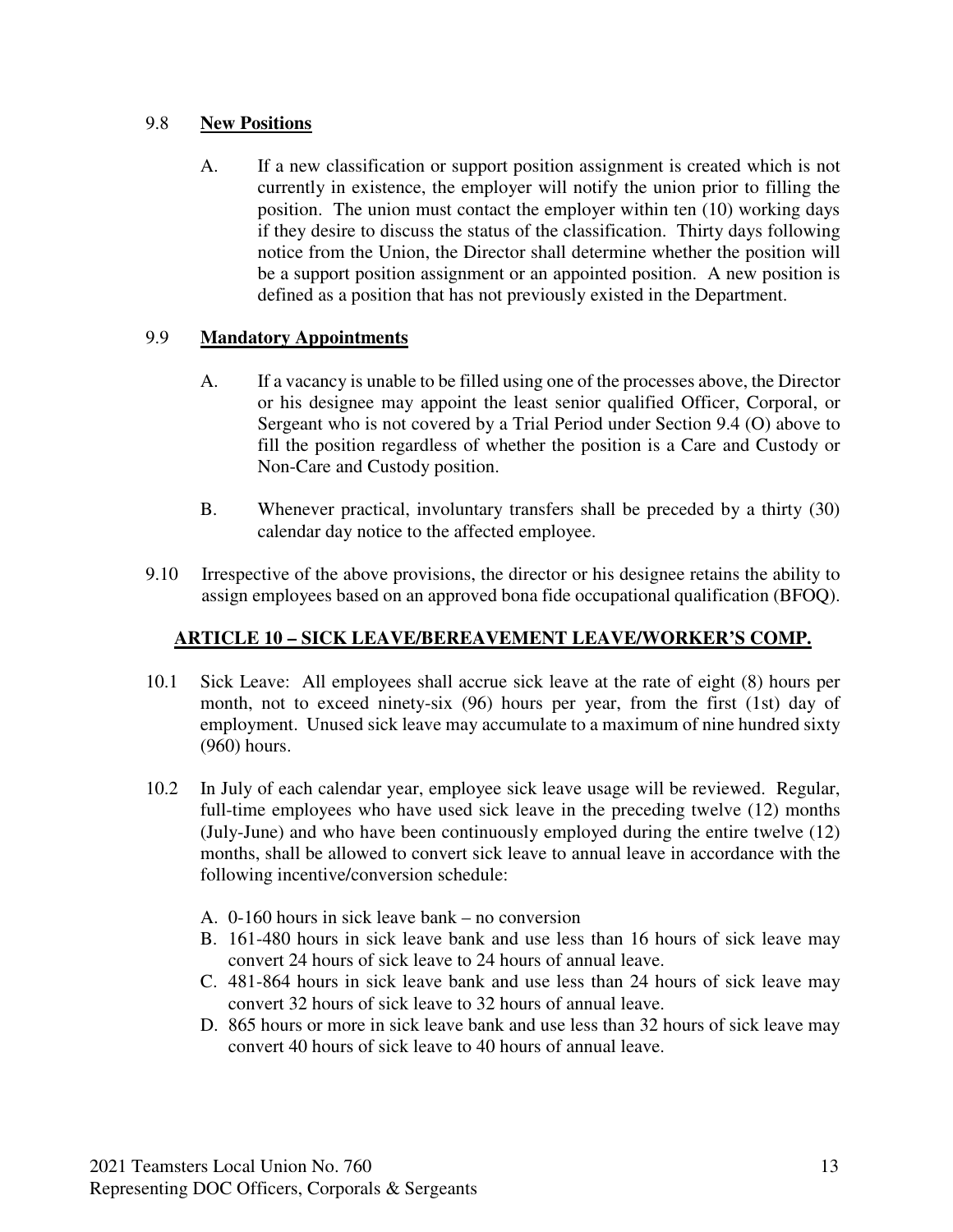### 9.8 **New Positions**

A. If a new classification or support position assignment is created which is not currently in existence, the employer will notify the union prior to filling the position. The union must contact the employer within ten (10) working days if they desire to discuss the status of the classification. Thirty days following notice from the Union, the Director shall determine whether the position will be a support position assignment or an appointed position. A new position is defined as a position that has not previously existed in the Department.

### 9.9 **Mandatory Appointments**

A. If a vacancy is unable to be filled using one of the processes above, the Director or his designee may appoint the least senior qualified Officer, Corporal, or Sergeant who is not covered by a Trial Period under Section 9.4 (O) above to fill the position regardless of whether the position is a Care and Custody or Non-Care and Custody position.

B. Whenever practical, involuntary transfers shall be preceded by a thirty (30) calendar day notice to the affected employee.

9.10 Irrespective of the above provisions, the director or his designee retains the ability to assign employees based on an approved bona fide occupational qualification (BFOQ).

## **ARTICLE 10 – SICK LEAVE/BEREAVEMENT LEAVE/WORKER'S COMP.**

10.1 Sick Leave: All employees shall accrue sick leave at the rate of eight (8) hours per month, not to exceed ninety-six (96) hours per year, from the first (1st) day of employment. Unused sick leave may accumulate to a maximum of nine hundred sixty (960) hours.

10.2 In July of each calendar year, employee sick leave usage will be reviewed. Regular, full-time employees who have used sick leave in the preceding twelve (12) months (July-June) and who have been continuously employed during the entire twelve (12) months, shall be allowed to convert sick leave to annual leave in accordance with the following incentive/conversion schedule:

A. 0-160 hours in sick leave bank – no conversion
B. 161-480 hours in sick leave bank and use less than 16 hours of sick leave may convert 24 hours of sick leave to 24 hours of annual leave.
C. 481-864 hours in sick leave bank and use less than 24 hours of sick leave may convert 32 hours of sick leave to 32 hours of annual leave.
D. 865 hours or more in sick leave bank and use less than 32 hours of sick leave may convert 40 hours of sick leave to 40 hours of annual leave.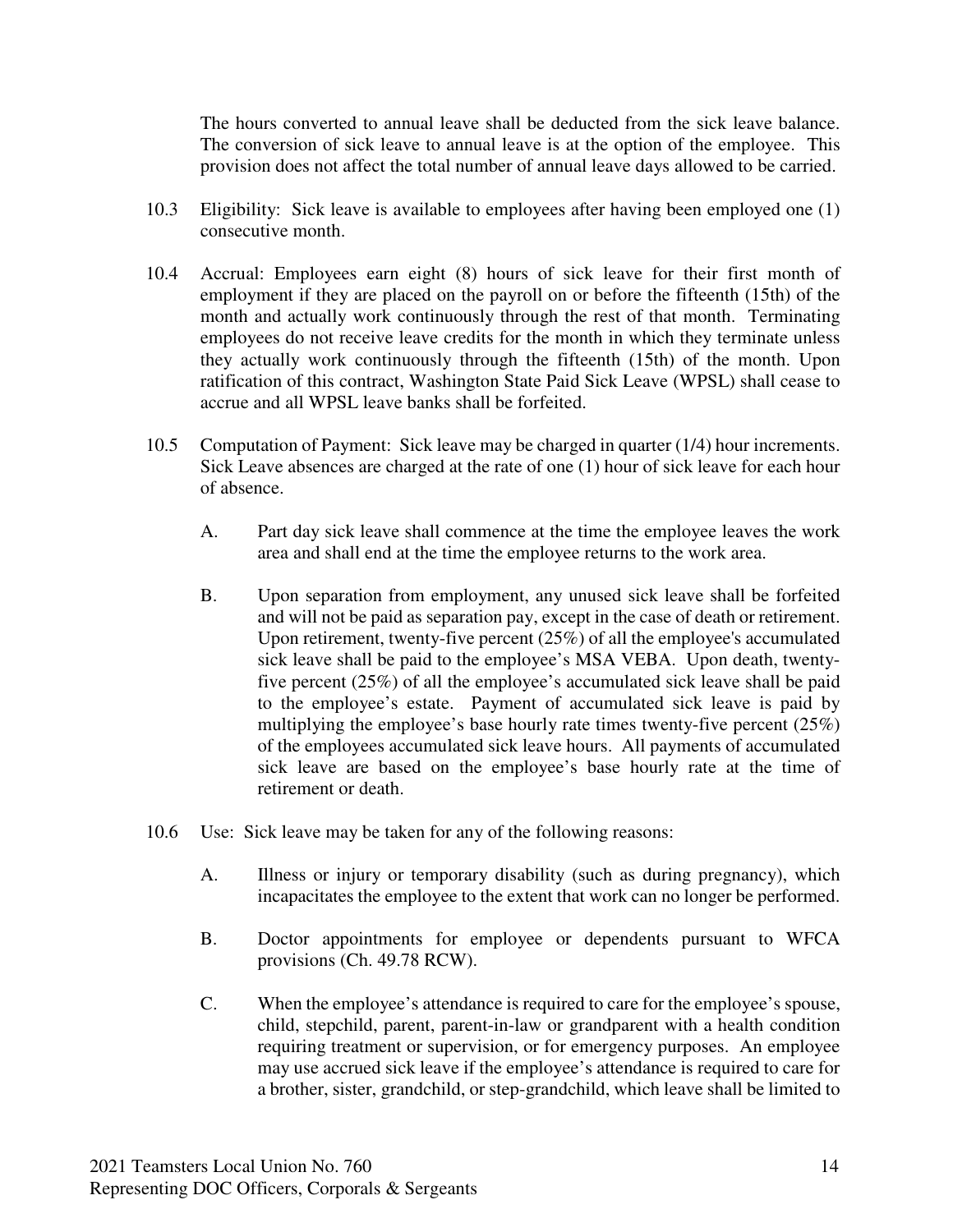The hours converted to annual leave shall be deducted from the sick leave balance. The conversion of sick leave to annual leave is at the option of the employee. This provision does not affect the total number of annual leave days allowed to be carried.

10.3 Eligibility: Sick leave is available to employees after having been employed one (1) consecutive month.

10.4 Accrual: Employees earn eight (8) hours of sick leave for their first month of employment if they are placed on the payroll on or before the fifteenth (15th) of the month and actually work continuously through the rest of that month. Terminating employees do not receive leave credits for the month in which they terminate unless they actually work continuously through the fifteenth (15th) of the month. Upon ratification of this contract, Washington State Paid Sick Leave (WPSL) shall cease to accrue and all WPSL leave banks shall be forfeited.

10.5 Computation of Payment: Sick leave may be charged in quarter (1/4) hour increments. Sick Leave absences are charged at the rate of one (1) hour of sick leave for each hour of absence.

A. Part day sick leave shall commence at the time the employee leaves the work area and shall end at the time the employee returns to the work area.

B. Upon separation from employment, any unused sick leave shall be forfeited and will not be paid as separation pay, except in the case of death or retirement. Upon retirement, twenty-five percent (25%) of all the employee's accumulated sick leave shall be paid to the employee's MSA VEBA. Upon death, twenty-five percent (25%) of all the employee's accumulated sick leave shall be paid to the employee's estate. Payment of accumulated sick leave is paid by multiplying the employee's base hourly rate times twenty-five percent (25%) of the employees accumulated sick leave hours. All payments of accumulated sick leave are based on the employee's base hourly rate at the time of retirement or death.

10.6 Use: Sick leave may be taken for any of the following reasons:

A. Illness or injury or temporary disability (such as during pregnancy), which incapacitates the employee to the extent that work can no longer be performed.

B. Doctor appointments for employee or dependents pursuant to WFCA provisions (Ch. 49.78 RCW).

C. When the employee's attendance is required to care for the employee's spouse, child, stepchild, parent, parent-in-law or grandparent with a health condition requiring treatment or supervision, or for emergency purposes. An employee may use accrued sick leave if the employee's attendance is required to care for a brother, sister, grandchild, or step-grandchild, which leave shall be limited to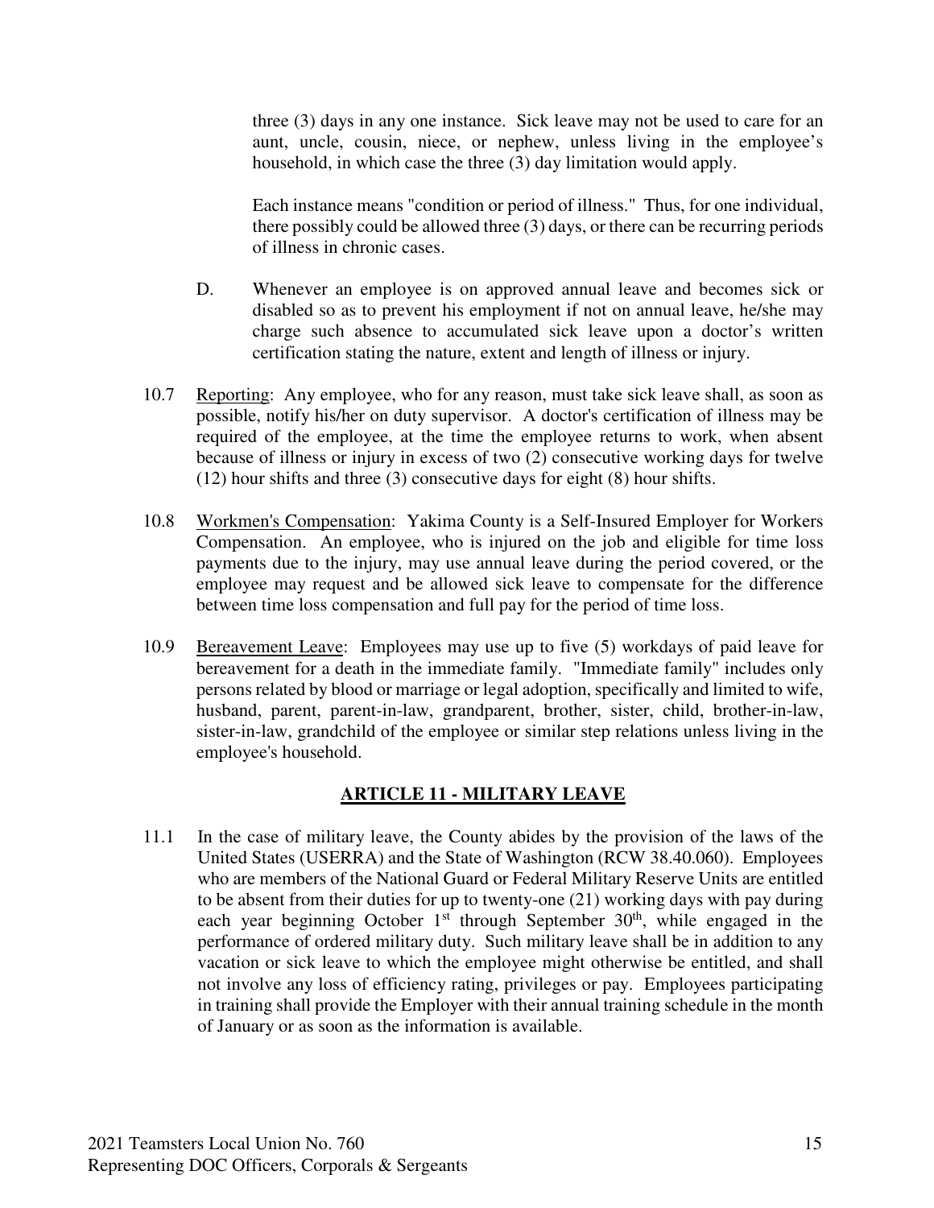three (3) days in any one instance. Sick leave may not be used to care for an aunt, uncle, cousin, niece, or nephew, unless living in the employee's household, in which case the three (3) day limitation would apply.

Each instance means "condition or period of illness." Thus, for one individual, there possibly could be allowed three (3) days, or there can be recurring periods of illness in chronic cases.

D. Whenever an employee is on approved annual leave and becomes sick or disabled so as to prevent his employment if not on annual leave, he/she may charge such absence to accumulated sick leave upon a doctor's written certification stating the nature, extent and length of illness or injury.

10.7 Reporting: Any employee, who for any reason, must take sick leave shall, as soon as possible, notify his/her on duty supervisor. A doctor's certification of illness may be required of the employee, at the time the employee returns to work, when absent because of illness or injury in excess of two (2) consecutive working days for twelve (12) hour shifts and three (3) consecutive days for eight (8) hour shifts.

10.8 Workmen's Compensation: Yakima County is a Self-Insured Employer for Workers Compensation. An employee, who is injured on the job and eligible for time loss payments due to the injury, may use annual leave during the period covered, or the employee may request and be allowed sick leave to compensate for the difference between time loss compensation and full pay for the period of time loss.

10.9 Bereavement Leave: Employees may use up to five (5) workdays of paid leave for bereavement for a death in the immediate family. "Immediate family" includes only persons related by blood or marriage or legal adoption, specifically and limited to wife, husband, parent, parent-in-law, grandparent, brother, sister, child, brother-in-law, sister-in-law, grandchild of the employee or similar step relations unless living in the employee's household.

## ARTICLE 11 - MILITARY LEAVE

11.1 In the case of military leave, the County abides by the provision of the laws of the United States (USERRA) and the State of Washington (RCW 38.40.060). Employees who are members of the National Guard or Federal Military Reserve Units are entitled to be absent from their duties for up to twenty-one (21) working days with pay during each year beginning October 1st through September 30th, while engaged in the performance of ordered military duty. Such military leave shall be in addition to any vacation or sick leave to which the employee might otherwise be entitled, and shall not involve any loss of efficiency rating, privileges or pay. Employees participating in training shall provide the Employer with their annual training schedule in the month of January or as soon as the information is available.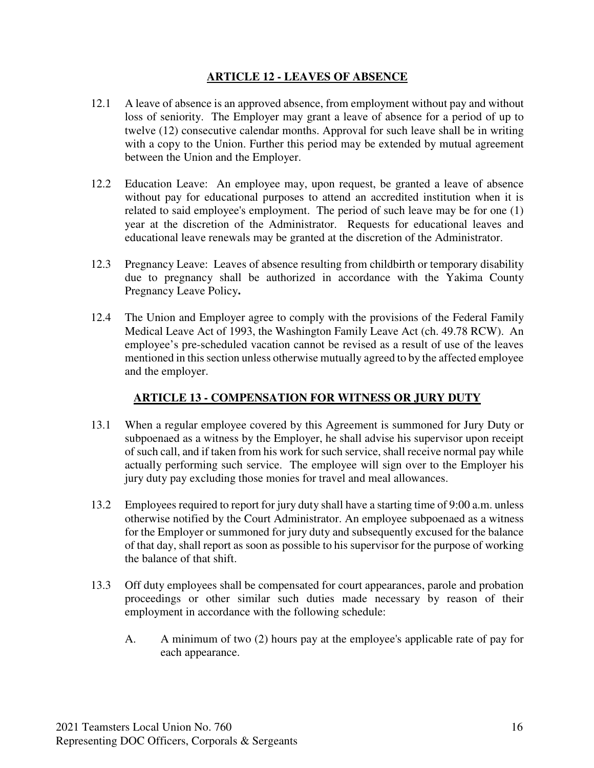## ARTICLE 12 - LEAVES OF ABSENCE

12.1 A leave of absence is an approved absence, from employment without pay and without loss of seniority. The Employer may grant a leave of absence for a period of up to twelve (12) consecutive calendar months. Approval for such leave shall be in writing with a copy to the Union. Further this period may be extended by mutual agreement between the Union and the Employer.

12.2 Education Leave: An employee may, upon request, be granted a leave of absence without pay for educational purposes to attend an accredited institution when it is related to said employee's employment. The period of such leave may be for one (1) year at the discretion of the Administrator. Requests for educational leaves and educational leave renewals may be granted at the discretion of the Administrator.

12.3 Pregnancy Leave: Leaves of absence resulting from childbirth or temporary disability due to pregnancy shall be authorized in accordance with the Yakima County Pregnancy Leave Policy**.**

12.4 The Union and Employer agree to comply with the provisions of the Federal Family Medical Leave Act of 1993, the Washington Family Leave Act (ch. 49.78 RCW). An employee's pre-scheduled vacation cannot be revised as a result of use of the leaves mentioned in this section unless otherwise mutually agreed to by the affected employee and the employer.

## ARTICLE 13 - COMPENSATION FOR WITNESS OR JURY DUTY

13.1 When a regular employee covered by this Agreement is summoned for Jury Duty or subpoenaed as a witness by the Employer, he shall advise his supervisor upon receipt of such call, and if taken from his work for such service, shall receive normal pay while actually performing such service. The employee will sign over to the Employer his jury duty pay excluding those monies for travel and meal allowances.

13.2 Employees required to report for jury duty shall have a starting time of 9:00 a.m. unless otherwise notified by the Court Administrator. An employee subpoenaed as a witness for the Employer or summoned for jury duty and subsequently excused for the balance of that day, shall report as soon as possible to his supervisor for the purpose of working the balance of that shift.

13.3 Off duty employees shall be compensated for court appearances, parole and probation proceedings or other similar such duties made necessary by reason of their employment in accordance with the following schedule:

A. A minimum of two (2) hours pay at the employee's applicable rate of pay for each appearance.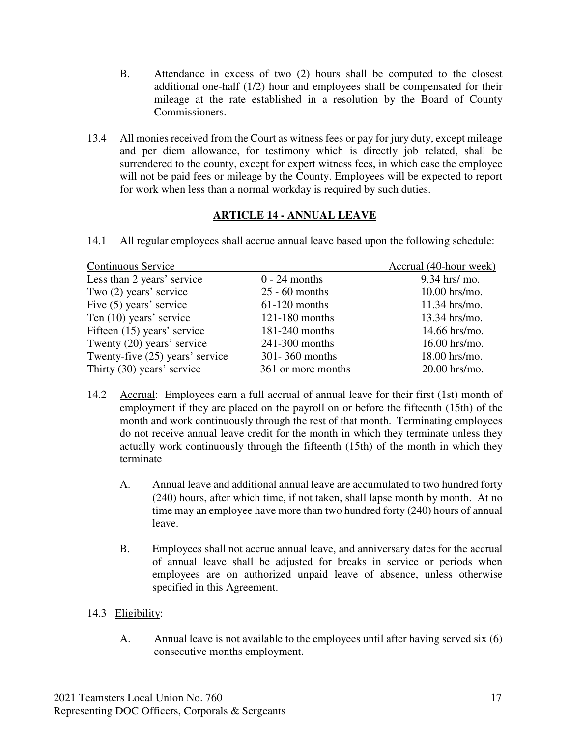B. Attendance in excess of two (2) hours shall be computed to the closest additional one-half (1/2) hour and employees shall be compensated for their mileage at the rate established in a resolution by the Board of County Commissioners.

13.4 All monies received from the Court as witness fees or pay for jury duty, except mileage and per diem allowance, for testimony which is directly job related, shall be surrendered to the county, except for expert witness fees, in which case the employee will not be paid fees or mileage by the County. Employees will be expected to report for work when less than a normal workday is required by such duties.

## ARTICLE 14 - ANNUAL LEAVE

14.1 All regular employees shall accrue annual leave based upon the following schedule:

| Continuous Service | | Accrual (40-hour week) |
|---|---|---|
| Less than 2 years' service | 0 - 24 months | 9.34 hrs/ mo. |
| Two (2) years' service | 25 - 60 months | 10.00 hrs/mo. |
| Five (5) years' service | 61-120 months | 11.34 hrs/mo. |
| Ten (10) years' service | 121-180 months | 13.34 hrs/mo. |
| Fifteen (15) years' service | 181-240 months | 14.66 hrs/mo. |
| Twenty (20) years' service | 241-300 months | 16.00 hrs/mo. |
| Twenty-five (25) years' service | 301- 360 months | 18.00 hrs/mo. |
| Thirty (30) years' service | 361 or more months | 20.00 hrs/mo. |

14.2 Accrual: Employees earn a full accrual of annual leave for their first (1st) month of employment if they are placed on the payroll on or before the fifteenth (15th) of the month and work continuously through the rest of that month. Terminating employees do not receive annual leave credit for the month in which they terminate unless they actually work continuously through the fifteenth (15th) of the month in which they terminate

A. Annual leave and additional annual leave are accumulated to two hundred forty (240) hours, after which time, if not taken, shall lapse month by month. At no time may an employee have more than two hundred forty (240) hours of annual leave.

B. Employees shall not accrue annual leave, and anniversary dates for the accrual of annual leave shall be adjusted for breaks in service or periods when employees are on authorized unpaid leave of absence, unless otherwise specified in this Agreement.

14.3 Eligibility:

A. Annual leave is not available to the employees until after having served six (6) consecutive months employment.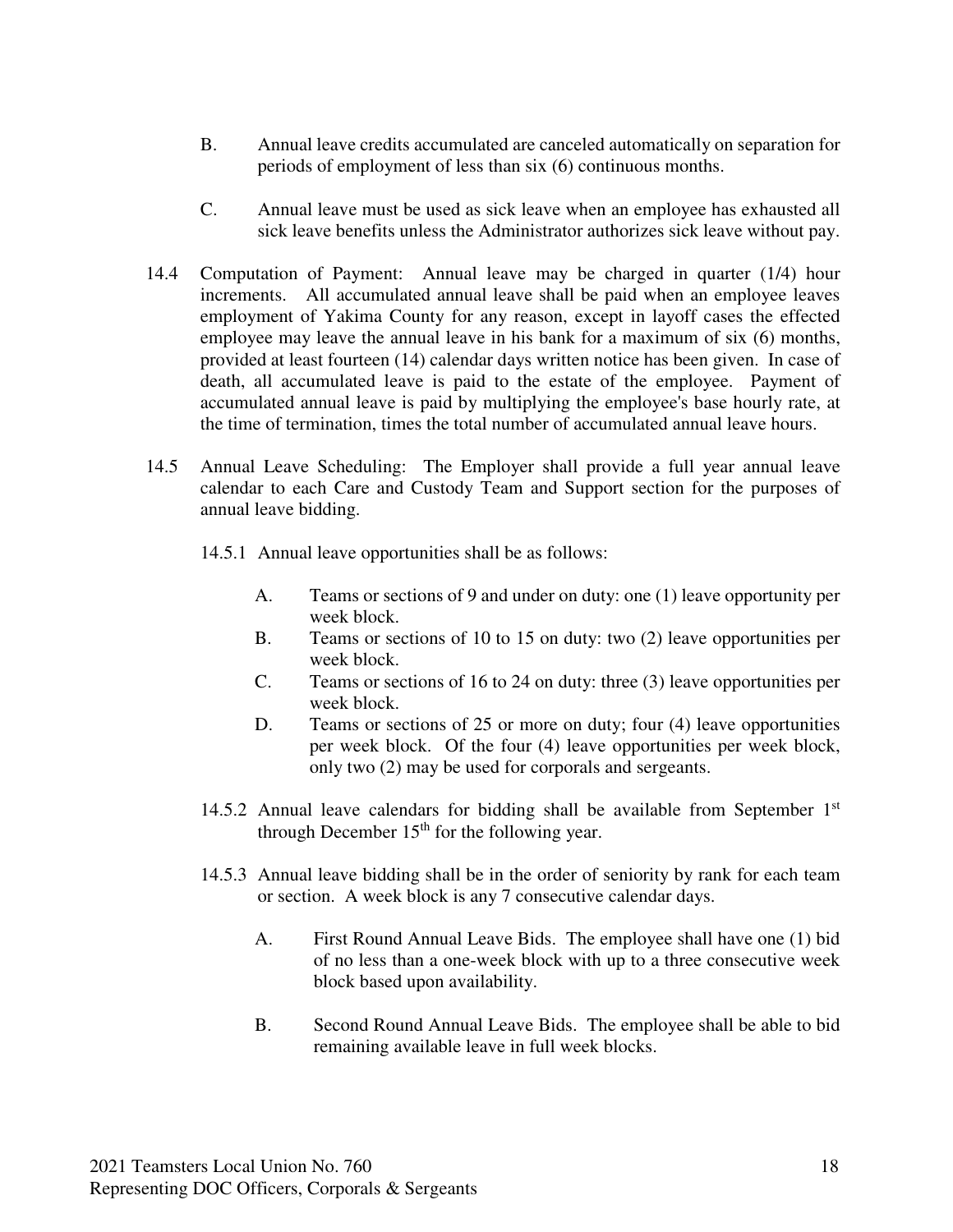B. Annual leave credits accumulated are canceled automatically on separation for periods of employment of less than six (6) continuous months.

C. Annual leave must be used as sick leave when an employee has exhausted all sick leave benefits unless the Administrator authorizes sick leave without pay.

14.4 Computation of Payment: Annual leave may be charged in quarter (1/4) hour increments. All accumulated annual leave shall be paid when an employee leaves employment of Yakima County for any reason, except in layoff cases the effected employee may leave the annual leave in his bank for a maximum of six (6) months, provided at least fourteen (14) calendar days written notice has been given. In case of death, all accumulated leave is paid to the estate of the employee. Payment of accumulated annual leave is paid by multiplying the employee's base hourly rate, at the time of termination, times the total number of accumulated annual leave hours.

14.5 Annual Leave Scheduling: The Employer shall provide a full year annual leave calendar to each Care and Custody Team and Support section for the purposes of annual leave bidding.

14.5.1 Annual leave opportunities shall be as follows:

A. Teams or sections of 9 and under on duty: one (1) leave opportunity per week block.
B. Teams or sections of 10 to 15 on duty: two (2) leave opportunities per week block.
C. Teams or sections of 16 to 24 on duty: three (3) leave opportunities per week block.
D. Teams or sections of 25 or more on duty; four (4) leave opportunities per week block. Of the four (4) leave opportunities per week block, only two (2) may be used for corporals and sergeants.

14.5.2 Annual leave calendars for bidding shall be available from September 1st through December 15th for the following year.

14.5.3 Annual leave bidding shall be in the order of seniority by rank for each team or section. A week block is any 7 consecutive calendar days.

A. First Round Annual Leave Bids. The employee shall have one (1) bid of no less than a one-week block with up to a three consecutive week block based upon availability.

B. Second Round Annual Leave Bids. The employee shall be able to bid remaining available leave in full week blocks.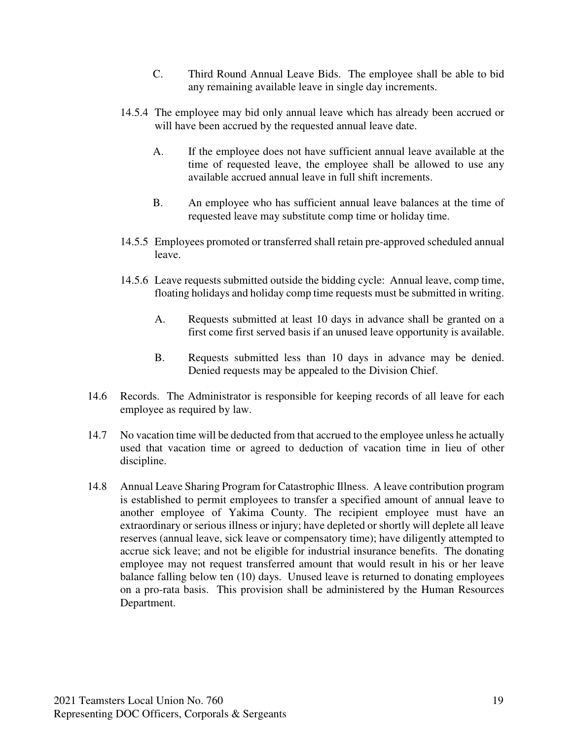C. Third Round Annual Leave Bids. The employee shall be able to bid any remaining available leave in single day increments.

14.5.4 The employee may bid only annual leave which has already been accrued or will have been accrued by the requested annual leave date.

A. If the employee does not have sufficient annual leave available at the time of requested leave, the employee shall be allowed to use any available accrued annual leave in full shift increments.

B. An employee who has sufficient annual leave balances at the time of requested leave may substitute comp time or holiday time.

14.5.5 Employees promoted or transferred shall retain pre-approved scheduled annual leave.

14.5.6 Leave requests submitted outside the bidding cycle: Annual leave, comp time, floating holidays and holiday comp time requests must be submitted in writing.

A. Requests submitted at least 10 days in advance shall be granted on a first come first served basis if an unused leave opportunity is available.

B. Requests submitted less than 10 days in advance may be denied. Denied requests may be appealed to the Division Chief.

14.6 Records. The Administrator is responsible for keeping records of all leave for each employee as required by law.

14.7 No vacation time will be deducted from that accrued to the employee unless he actually used that vacation time or agreed to deduction of vacation time in lieu of other discipline.

14.8 Annual Leave Sharing Program for Catastrophic Illness. A leave contribution program is established to permit employees to transfer a specified amount of annual leave to another employee of Yakima County. The recipient employee must have an extraordinary or serious illness or injury; have depleted or shortly will deplete all leave reserves (annual leave, sick leave or compensatory time); have diligently attempted to accrue sick leave; and not be eligible for industrial insurance benefits. The donating employee may not request transferred amount that would result in his or her leave balance falling below ten (10) days. Unused leave is returned to donating employees on a pro-rata basis. This provision shall be administered by the Human Resources Department.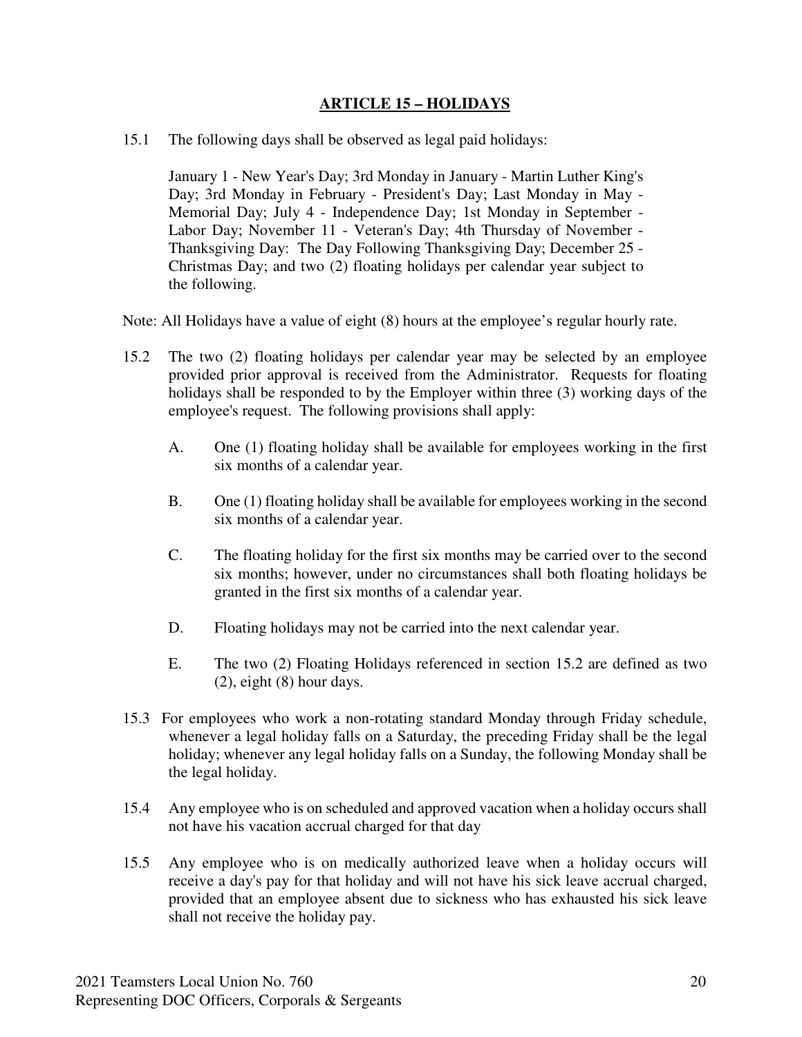## ARTICLE 15 – HOLIDAYS

15.1 The following days shall be observed as legal paid holidays:

January 1 - New Year's Day; 3rd Monday in January - Martin Luther King's Day; 3rd Monday in February - President's Day; Last Monday in May - Memorial Day; July 4 - Independence Day; 1st Monday in September - Labor Day; November 11 - Veteran's Day; 4th Thursday of November - Thanksgiving Day: The Day Following Thanksgiving Day; December 25 - Christmas Day; and two (2) floating holidays per calendar year subject to the following.

Note: All Holidays have a value of eight (8) hours at the employee's regular hourly rate.

15.2 The two (2) floating holidays per calendar year may be selected by an employee provided prior approval is received from the Administrator. Requests for floating holidays shall be responded to by the Employer within three (3) working days of the employee's request. The following provisions shall apply:

A. One (1) floating holiday shall be available for employees working in the first six months of a calendar year.

B. One (1) floating holiday shall be available for employees working in the second six months of a calendar year.

C. The floating holiday for the first six months may be carried over to the second six months; however, under no circumstances shall both floating holidays be granted in the first six months of a calendar year.

D. Floating holidays may not be carried into the next calendar year.

E. The two (2) Floating Holidays referenced in section 15.2 are defined as two (2), eight (8) hour days.

15.3 For employees who work a non-rotating standard Monday through Friday schedule, whenever a legal holiday falls on a Saturday, the preceding Friday shall be the legal holiday; whenever any legal holiday falls on a Sunday, the following Monday shall be the legal holiday.

15.4 Any employee who is on scheduled and approved vacation when a holiday occurs shall not have his vacation accrual charged for that day

15.5 Any employee who is on medically authorized leave when a holiday occurs will receive a day's pay for that holiday and will not have his sick leave accrual charged, provided that an employee absent due to sickness who has exhausted his sick leave shall not receive the holiday pay.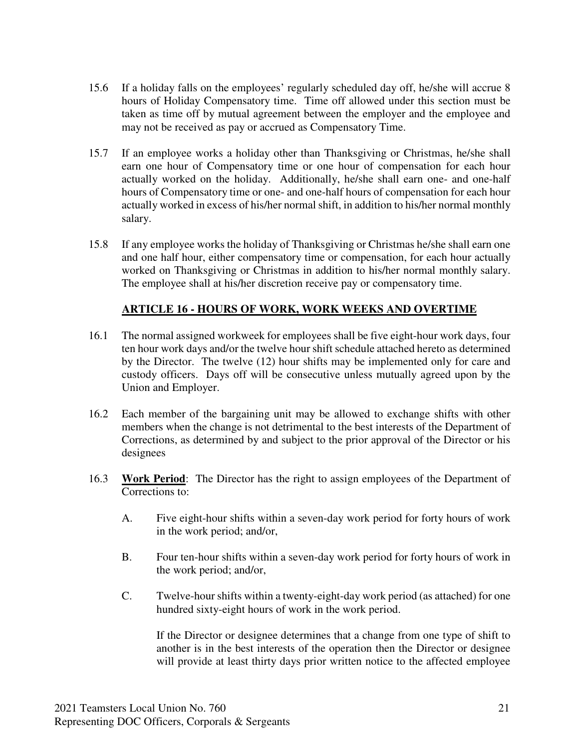15.6 If a holiday falls on the employees' regularly scheduled day off, he/she will accrue 8 hours of Holiday Compensatory time. Time off allowed under this section must be taken as time off by mutual agreement between the employer and the employee and may not be received as pay or accrued as Compensatory Time.

15.7 If an employee works a holiday other than Thanksgiving or Christmas, he/she shall earn one hour of Compensatory time or one hour of compensation for each hour actually worked on the holiday. Additionally, he/she shall earn one- and one-half hours of Compensatory time or one- and one-half hours of compensation for each hour actually worked in excess of his/her normal shift, in addition to his/her normal monthly salary.

15.8 If any employee works the holiday of Thanksgiving or Christmas he/she shall earn one and one half hour, either compensatory time or compensation, for each hour actually worked on Thanksgiving or Christmas in addition to his/her normal monthly salary. The employee shall at his/her discretion receive pay or compensatory time.

## ARTICLE 16 - HOURS OF WORK, WORK WEEKS AND OVERTIME

16.1 The normal assigned workweek for employees shall be five eight-hour work days, four ten hour work days and/or the twelve hour shift schedule attached hereto as determined by the Director. The twelve (12) hour shifts may be implemented only for care and custody officers. Days off will be consecutive unless mutually agreed upon by the Union and Employer.

16.2 Each member of the bargaining unit may be allowed to exchange shifts with other members when the change is not detrimental to the best interests of the Department of Corrections, as determined by and subject to the prior approval of the Director or his designees

16.3 **Work Period**: The Director has the right to assign employees of the Department of Corrections to:

A. Five eight-hour shifts within a seven-day work period for forty hours of work in the work period; and/or,

B. Four ten-hour shifts within a seven-day work period for forty hours of work in the work period; and/or,

C. Twelve-hour shifts within a twenty-eight-day work period (as attached) for one hundred sixty-eight hours of work in the work period.

If the Director or designee determines that a change from one type of shift to another is in the best interests of the operation then the Director or designee will provide at least thirty days prior written notice to the affected employee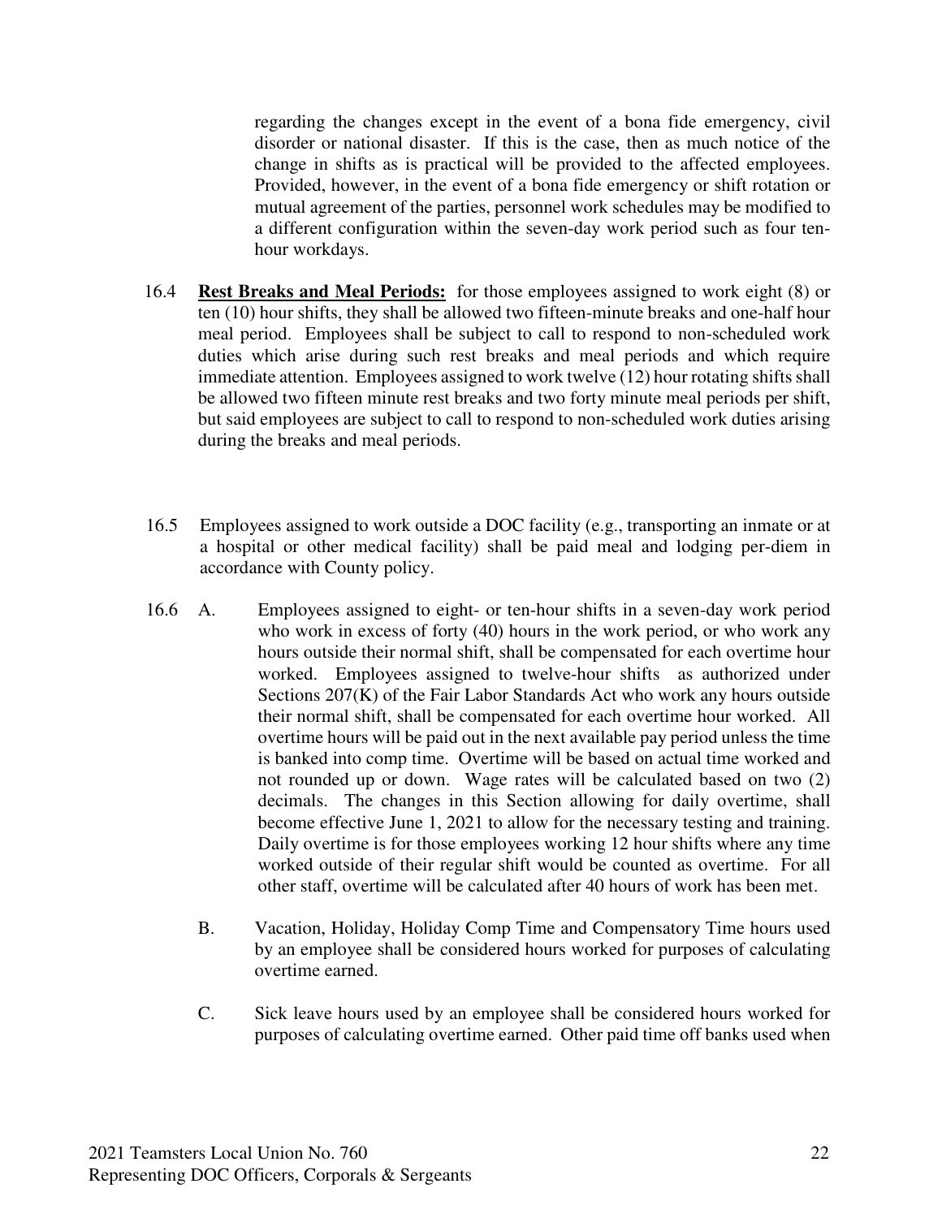regarding the changes except in the event of a bona fide emergency, civil disorder or national disaster. If this is the case, then as much notice of the change in shifts as is practical will be provided to the affected employees. Provided, however, in the event of a bona fide emergency or shift rotation or mutual agreement of the parties, personnel work schedules may be modified to a different configuration within the seven-day work period such as four ten-hour workdays.

16.4 **Rest Breaks and Meal Periods:** for those employees assigned to work eight (8) or ten (10) hour shifts, they shall be allowed two fifteen-minute breaks and one-half hour meal period. Employees shall be subject to call to respond to non-scheduled work duties which arise during such rest breaks and meal periods and which require immediate attention. Employees assigned to work twelve (12) hour rotating shifts shall be allowed two fifteen minute rest breaks and two forty minute meal periods per shift, but said employees are subject to call to respond to non-scheduled work duties arising during the breaks and meal periods.

16.5 Employees assigned to work outside a DOC facility (e.g., transporting an inmate or at a hospital or other medical facility) shall be paid meal and lodging per-diem in accordance with County policy.

16.6 A. Employees assigned to eight- or ten-hour shifts in a seven-day work period who work in excess of forty (40) hours in the work period, or who work any hours outside their normal shift, shall be compensated for each overtime hour worked. Employees assigned to twelve-hour shifts as authorized under Sections 207(K) of the Fair Labor Standards Act who work any hours outside their normal shift, shall be compensated for each overtime hour worked. All overtime hours will be paid out in the next available pay period unless the time is banked into comp time. Overtime will be based on actual time worked and not rounded up or down. Wage rates will be calculated based on two (2) decimals. The changes in this Section allowing for daily overtime, shall become effective June 1, 2021 to allow for the necessary testing and training. Daily overtime is for those employees working 12 hour shifts where any time worked outside of their regular shift would be counted as overtime. For all other staff, overtime will be calculated after 40 hours of work has been met.

B. Vacation, Holiday, Holiday Comp Time and Compensatory Time hours used by an employee shall be considered hours worked for purposes of calculating overtime earned.

C. Sick leave hours used by an employee shall be considered hours worked for purposes of calculating overtime earned. Other paid time off banks used when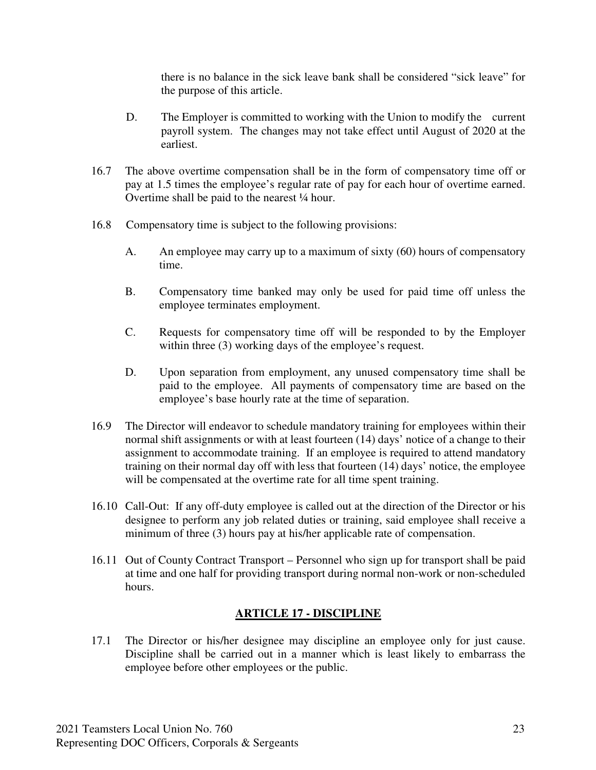there is no balance in the sick leave bank shall be considered “sick leave” for the purpose of this article.

D. The Employer is committed to working with the Union to modify the current payroll system. The changes may not take effect until August of 2020 at the earliest.

16.7 The above overtime compensation shall be in the form of compensatory time off or pay at 1.5 times the employee’s regular rate of pay for each hour of overtime earned. Overtime shall be paid to the nearest ¼ hour.

16.8 Compensatory time is subject to the following provisions:

A. An employee may carry up to a maximum of sixty (60) hours of compensatory time.

B. Compensatory time banked may only be used for paid time off unless the employee terminates employment.

C. Requests for compensatory time off will be responded to by the Employer within three (3) working days of the employee’s request.

D. Upon separation from employment, any unused compensatory time shall be paid to the employee. All payments of compensatory time are based on the employee’s base hourly rate at the time of separation.

16.9 The Director will endeavor to schedule mandatory training for employees within their normal shift assignments or with at least fourteen (14) days’ notice of a change to their assignment to accommodate training. If an employee is required to attend mandatory training on their normal day off with less that fourteen (14) days’ notice, the employee will be compensated at the overtime rate for all time spent training.

16.10 Call-Out: If any off-duty employee is called out at the direction of the Director or his designee to perform any job related duties or training, said employee shall receive a minimum of three (3) hours pay at his/her applicable rate of compensation.

16.11 Out of County Contract Transport – Personnel who sign up for transport shall be paid at time and one half for providing transport during normal non-work or non-scheduled hours.

## ARTICLE 17 - DISCIPLINE

17.1 The Director or his/her designee may discipline an employee only for just cause. Discipline shall be carried out in a manner which is least likely to embarrass the employee before other employees or the public.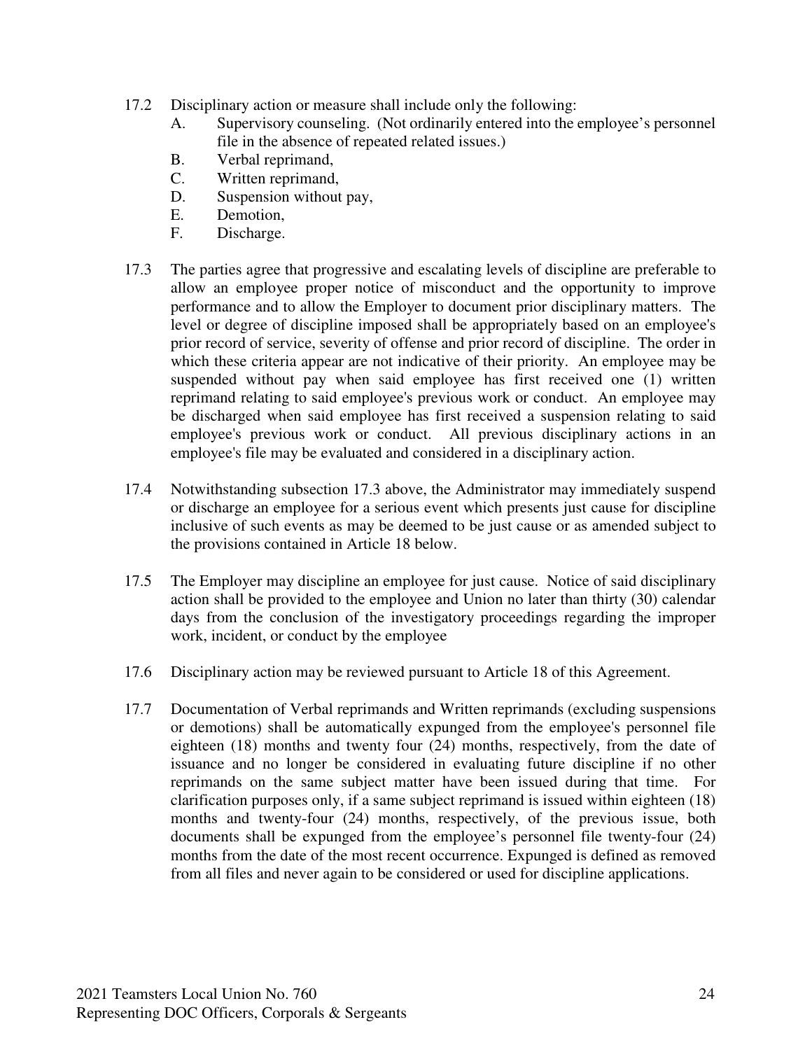17.2 Disciplinary action or measure shall include only the following:

A. Supervisory counseling. (Not ordinarily entered into the employee's personnel file in the absence of repeated related issues.)

B. Verbal reprimand,

C. Written reprimand,

D. Suspension without pay,

E. Demotion,

F. Discharge.

17.3 The parties agree that progressive and escalating levels of discipline are preferable to allow an employee proper notice of misconduct and the opportunity to improve performance and to allow the Employer to document prior disciplinary matters. The level or degree of discipline imposed shall be appropriately based on an employee's prior record of service, severity of offense and prior record of discipline. The order in which these criteria appear are not indicative of their priority. An employee may be suspended without pay when said employee has first received one (1) written reprimand relating to said employee's previous work or conduct. An employee may be discharged when said employee has first received a suspension relating to said employee's previous work or conduct. All previous disciplinary actions in an employee's file may be evaluated and considered in a disciplinary action.

17.4 Notwithstanding subsection 17.3 above, the Administrator may immediately suspend or discharge an employee for a serious event which presents just cause for discipline inclusive of such events as may be deemed to be just cause or as amended subject to the provisions contained in Article 18 below.

17.5 The Employer may discipline an employee for just cause. Notice of said disciplinary action shall be provided to the employee and Union no later than thirty (30) calendar days from the conclusion of the investigatory proceedings regarding the improper work, incident, or conduct by the employee

17.6 Disciplinary action may be reviewed pursuant to Article 18 of this Agreement.

17.7 Documentation of Verbal reprimands and Written reprimands (excluding suspensions or demotions) shall be automatically expunged from the employee's personnel file eighteen (18) months and twenty four (24) months, respectively, from the date of issuance and no longer be considered in evaluating future discipline if no other reprimands on the same subject matter have been issued during that time. For clarification purposes only, if a same subject reprimand is issued within eighteen (18) months and twenty-four (24) months, respectively, of the previous issue, both documents shall be expunged from the employee's personnel file twenty-four (24) months from the date of the most recent occurrence. Expunged is defined as removed from all files and never again to be considered or used for discipline applications.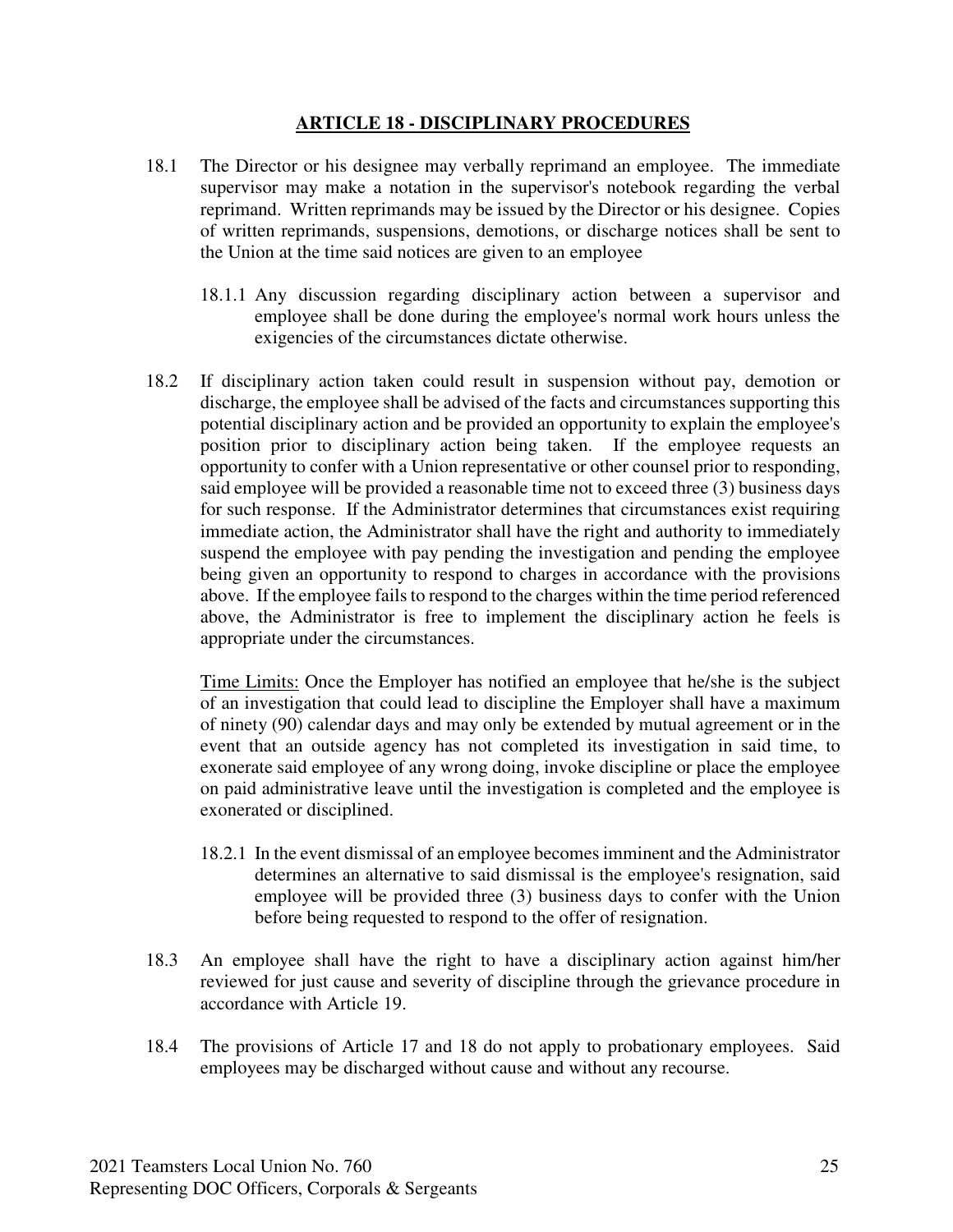## ARTICLE 18 - DISCIPLINARY PROCEDURES

18.1 The Director or his designee may verbally reprimand an employee. The immediate supervisor may make a notation in the supervisor's notebook regarding the verbal reprimand. Written reprimands may be issued by the Director or his designee. Copies of written reprimands, suspensions, demotions, or discharge notices shall be sent to the Union at the time said notices are given to an employee

18.1.1 Any discussion regarding disciplinary action between a supervisor and employee shall be done during the employee's normal work hours unless the exigencies of the circumstances dictate otherwise.

18.2 If disciplinary action taken could result in suspension without pay, demotion or discharge, the employee shall be advised of the facts and circumstances supporting this potential disciplinary action and be provided an opportunity to explain the employee's position prior to disciplinary action being taken. If the employee requests an opportunity to confer with a Union representative or other counsel prior to responding, said employee will be provided a reasonable time not to exceed three (3) business days for such response. If the Administrator determines that circumstances exist requiring immediate action, the Administrator shall have the right and authority to immediately suspend the employee with pay pending the investigation and pending the employee being given an opportunity to respond to charges in accordance with the provisions above. If the employee fails to respond to the charges within the time period referenced above, the Administrator is free to implement the disciplinary action he feels is appropriate under the circumstances.

Time Limits: Once the Employer has notified an employee that he/she is the subject of an investigation that could lead to discipline the Employer shall have a maximum of ninety (90) calendar days and may only be extended by mutual agreement or in the event that an outside agency has not completed its investigation in said time, to exonerate said employee of any wrong doing, invoke discipline or place the employee on paid administrative leave until the investigation is completed and the employee is exonerated or disciplined.

18.2.1 In the event dismissal of an employee becomes imminent and the Administrator determines an alternative to said dismissal is the employee's resignation, said employee will be provided three (3) business days to confer with the Union before being requested to respond to the offer of resignation.

18.3 An employee shall have the right to have a disciplinary action against him/her reviewed for just cause and severity of discipline through the grievance procedure in accordance with Article 19.

18.4 The provisions of Article 17 and 18 do not apply to probationary employees. Said employees may be discharged without cause and without any recourse.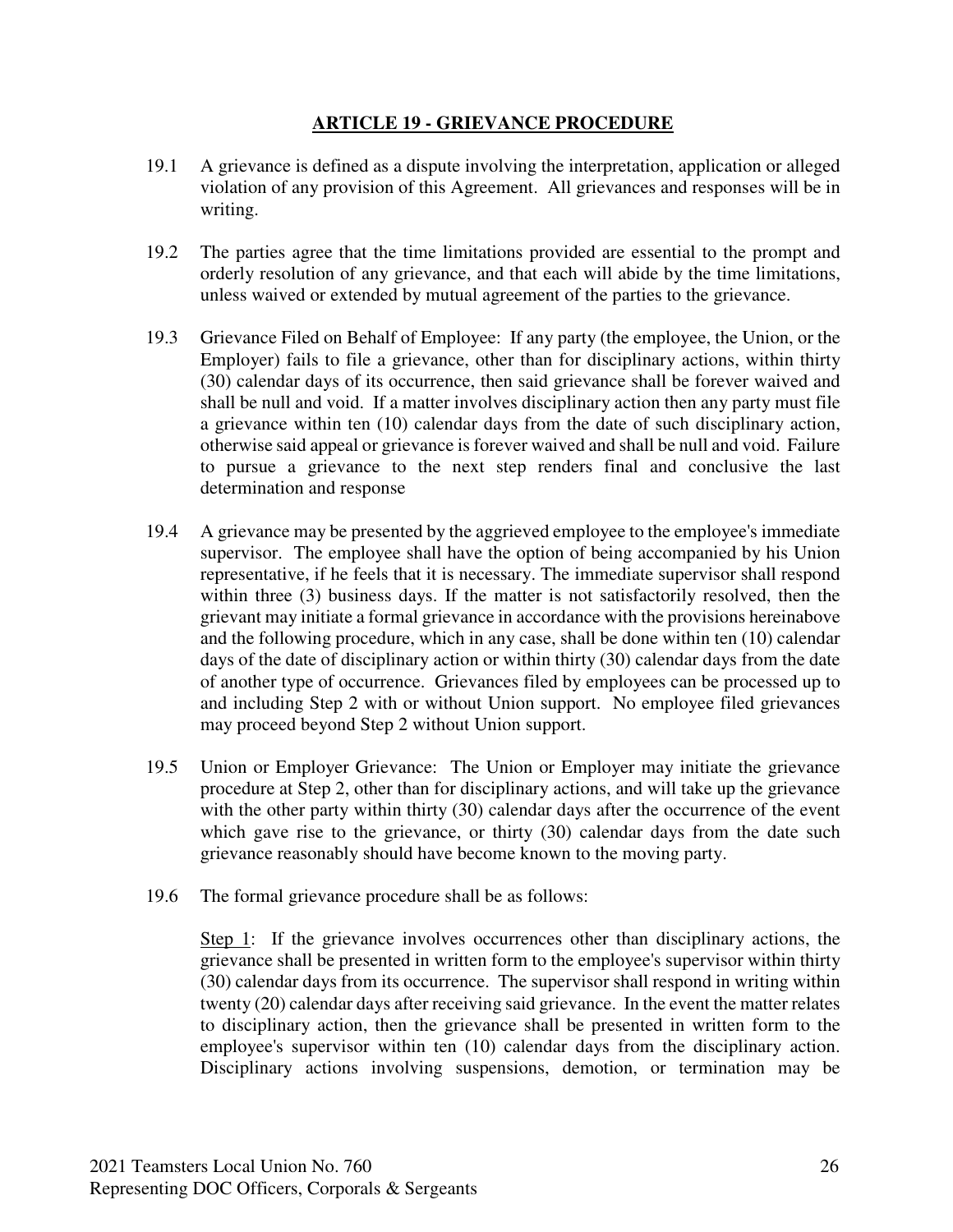## ARTICLE 19 - GRIEVANCE PROCEDURE

19.1 A grievance is defined as a dispute involving the interpretation, application or alleged violation of any provision of this Agreement. All grievances and responses will be in writing.

19.2 The parties agree that the time limitations provided are essential to the prompt and orderly resolution of any grievance, and that each will abide by the time limitations, unless waived or extended by mutual agreement of the parties to the grievance.

19.3 Grievance Filed on Behalf of Employee: If any party (the employee, the Union, or the Employer) fails to file a grievance, other than for disciplinary actions, within thirty (30) calendar days of its occurrence, then said grievance shall be forever waived and shall be null and void. If a matter involves disciplinary action then any party must file a grievance within ten (10) calendar days from the date of such disciplinary action, otherwise said appeal or grievance is forever waived and shall be null and void. Failure to pursue a grievance to the next step renders final and conclusive the last determination and response

19.4 A grievance may be presented by the aggrieved employee to the employee's immediate supervisor. The employee shall have the option of being accompanied by his Union representative, if he feels that it is necessary. The immediate supervisor shall respond within three (3) business days. If the matter is not satisfactorily resolved, then the grievant may initiate a formal grievance in accordance with the provisions hereinabove and the following procedure, which in any case, shall be done within ten (10) calendar days of the date of disciplinary action or within thirty (30) calendar days from the date of another type of occurrence. Grievances filed by employees can be processed up to and including Step 2 with or without Union support. No employee filed grievances may proceed beyond Step 2 without Union support.

19.5 Union or Employer Grievance: The Union or Employer may initiate the grievance procedure at Step 2, other than for disciplinary actions, and will take up the grievance with the other party within thirty (30) calendar days after the occurrence of the event which gave rise to the grievance, or thirty (30) calendar days from the date such grievance reasonably should have become known to the moving party.

19.6 The formal grievance procedure shall be as follows:

Step 1: If the grievance involves occurrences other than disciplinary actions, the grievance shall be presented in written form to the employee's supervisor within thirty (30) calendar days from its occurrence. The supervisor shall respond in writing within twenty (20) calendar days after receiving said grievance. In the event the matter relates to disciplinary action, then the grievance shall be presented in written form to the employee's supervisor within ten (10) calendar days from the disciplinary action. Disciplinary actions involving suspensions, demotion, or termination may be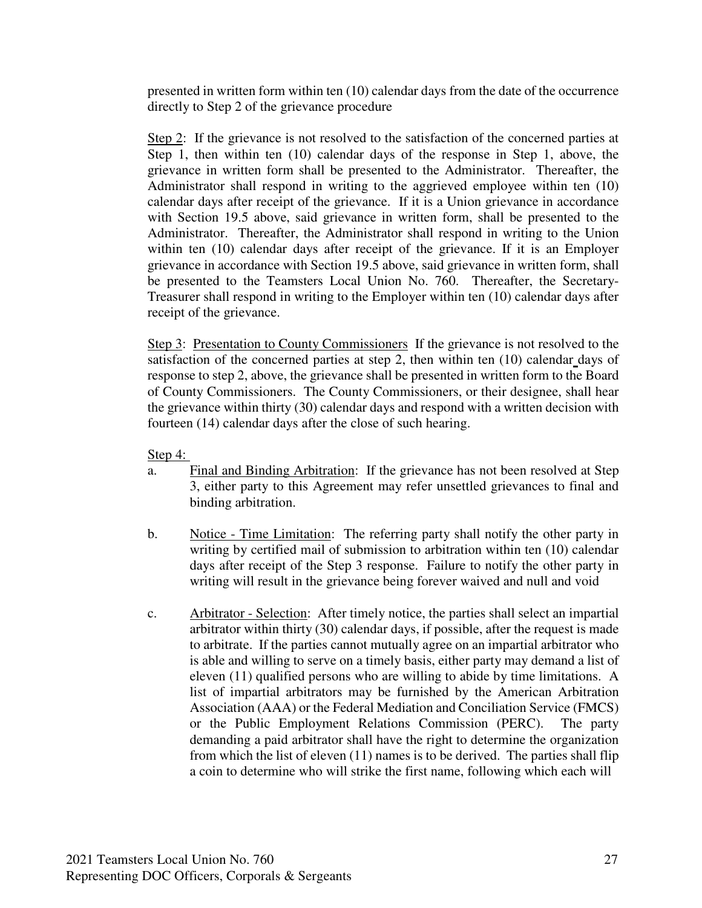presented in written form within ten (10) calendar days from the date of the occurrence directly to Step 2 of the grievance procedure

<u>Step 2</u>: If the grievance is not resolved to the satisfaction of the concerned parties at Step 1, then within ten (10) calendar days of the response in Step 1, above, the grievance in written form shall be presented to the Administrator. Thereafter, the Administrator shall respond in writing to the aggrieved employee within ten (10) calendar days after receipt of the grievance. If it is a Union grievance in accordance with Section 19.5 above, said grievance in written form, shall be presented to the Administrator. Thereafter, the Administrator shall respond in writing to the Union within ten (10) calendar days after receipt of the grievance. If it is an Employer grievance in accordance with Section 19.5 above, said grievance in written form, shall be presented to the Teamsters Local Union No. 760. Thereafter, the Secretary-Treasurer shall respond in writing to the Employer within ten (10) calendar days after receipt of the grievance.

<u>Step 3</u>: <u>Presentation to County Commissioners</u> If the grievance is not resolved to the satisfaction of the concerned parties at step 2, then within ten (10) calendar days of response to step 2, above, the grievance shall be presented in written form to the Board of County Commissioners. The County Commissioners, or their designee, shall hear the grievance within thirty (30) calendar days and respond with a written decision with fourteen (14) calendar days after the close of such hearing.

<u>Step 4:</u>

a. <u>Final and Binding Arbitration</u>: If the grievance has not been resolved at Step 3, either party to this Agreement may refer unsettled grievances to final and binding arbitration.

b. <u>Notice - Time Limitation</u>: The referring party shall notify the other party in writing by certified mail of submission to arbitration within ten (10) calendar days after receipt of the Step 3 response. Failure to notify the other party in writing will result in the grievance being forever waived and null and void

c. <u>Arbitrator - Selection</u>: After timely notice, the parties shall select an impartial arbitrator within thirty (30) calendar days, if possible, after the request is made to arbitrate. If the parties cannot mutually agree on an impartial arbitrator who is able and willing to serve on a timely basis, either party may demand a list of eleven (11) qualified persons who are willing to abide by time limitations. A list of impartial arbitrators may be furnished by the American Arbitration Association (AAA) or the Federal Mediation and Conciliation Service (FMCS) or the Public Employment Relations Commission (PERC). The party demanding a paid arbitrator shall have the right to determine the organization from which the list of eleven (11) names is to be derived. The parties shall flip a coin to determine who will strike the first name, following which each will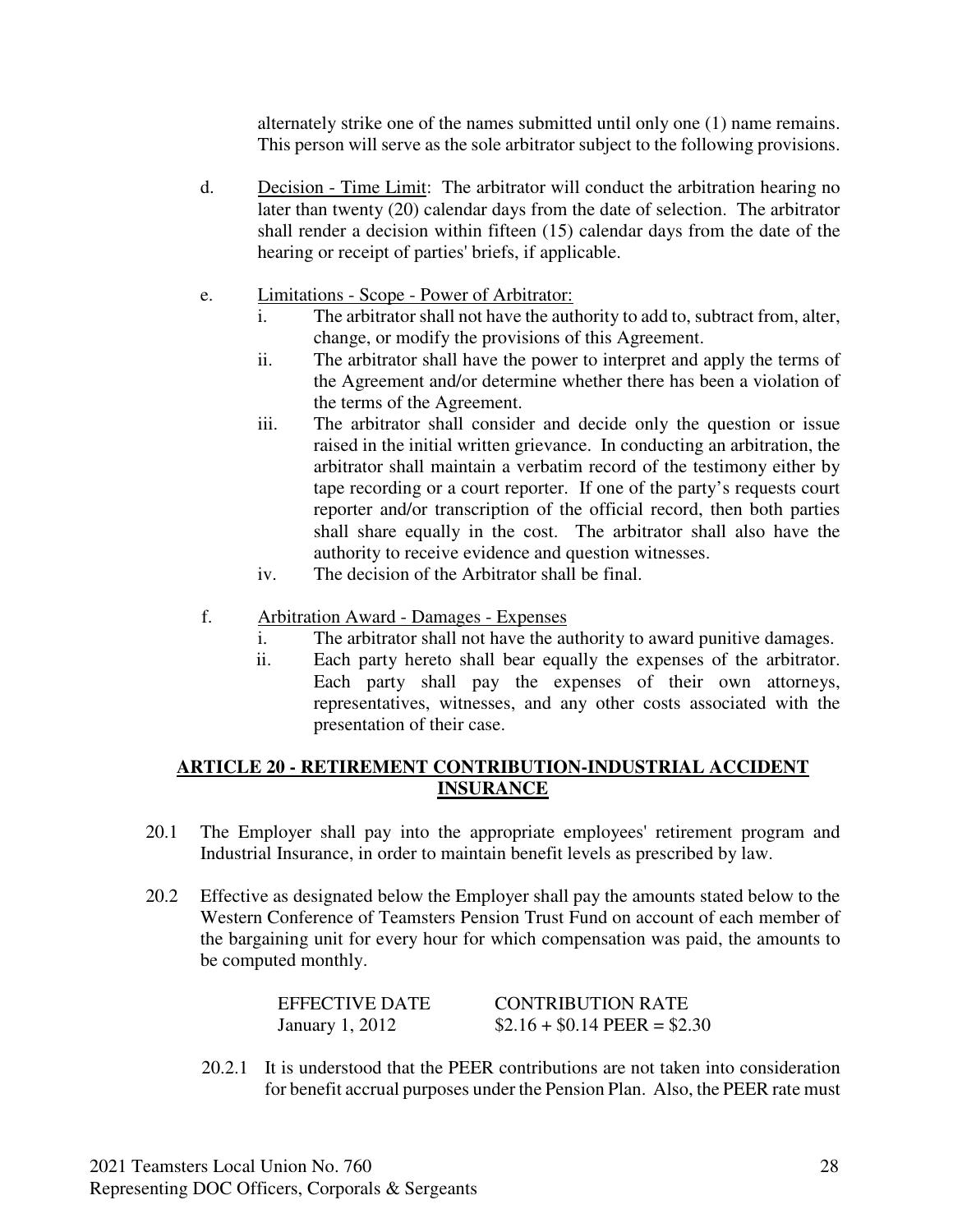alternately strike one of the names submitted until only one (1) name remains. This person will serve as the sole arbitrator subject to the following provisions.

d. Decision - Time Limit: The arbitrator will conduct the arbitration hearing no later than twenty (20) calendar days from the date of selection. The arbitrator shall render a decision within fifteen (15) calendar days from the date of the hearing or receipt of parties' briefs, if applicable.

e. Limitations - Scope - Power of Arbitrator:
   i. The arbitrator shall not have the authority to add to, subtract from, alter, change, or modify the provisions of this Agreement.
   ii. The arbitrator shall have the power to interpret and apply the terms of the Agreement and/or determine whether there has been a violation of the terms of the Agreement.
   iii. The arbitrator shall consider and decide only the question or issue raised in the initial written grievance. In conducting an arbitration, the arbitrator shall maintain a verbatim record of the testimony either by tape recording or a court reporter. If one of the party's requests court reporter and/or transcription of the official record, then both parties shall share equally in the cost. The arbitrator shall also have the authority to receive evidence and question witnesses.
   iv. The decision of the Arbitrator shall be final.

f. Arbitration Award - Damages - Expenses
   i. The arbitrator shall not have the authority to award punitive damages.
   ii. Each party hereto shall bear equally the expenses of the arbitrator. Each party shall pay the expenses of their own attorneys, representatives, witnesses, and any other costs associated with the presentation of their case.

## ARTICLE 20 - RETIREMENT CONTRIBUTION-INDUSTRIAL ACCIDENT INSURANCE

20.1 The Employer shall pay into the appropriate employees' retirement program and Industrial Insurance, in order to maintain benefit levels as prescribed by law.

20.2 Effective as designated below the Employer shall pay the amounts stated below to the Western Conference of Teamsters Pension Trust Fund on account of each member of the bargaining unit for every hour for which compensation was paid, the amounts to be computed monthly.

| EFFECTIVE DATE | CONTRIBUTION RATE |
|---|---|
| January 1, 2012 | $2.16 + $0.14 PEER = $2.30 |

20.2.1 It is understood that the PEER contributions are not taken into consideration for benefit accrual purposes under the Pension Plan. Also, the PEER rate must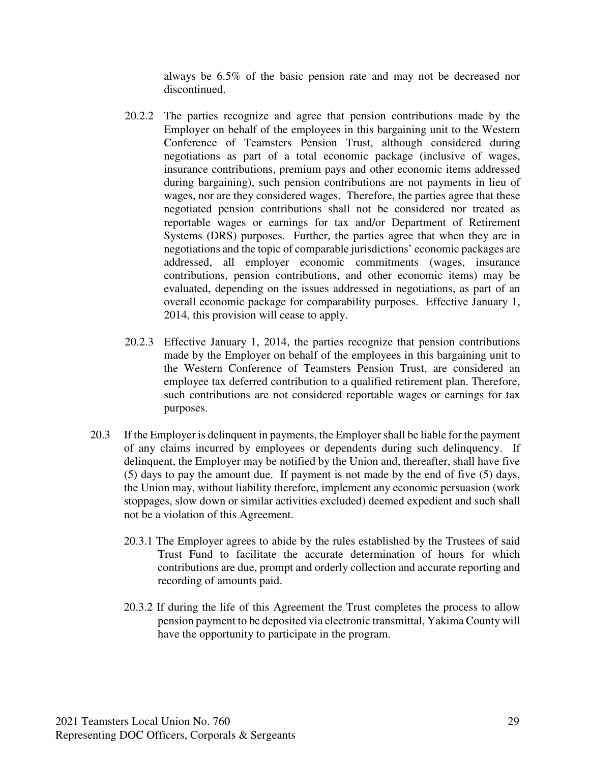always be 6.5% of the basic pension rate and may not be decreased nor discontinued.

20.2.2 The parties recognize and agree that pension contributions made by the Employer on behalf of the employees in this bargaining unit to the Western Conference of Teamsters Pension Trust, although considered during negotiations as part of a total economic package (inclusive of wages, insurance contributions, premium pays and other economic items addressed during bargaining), such pension contributions are not payments in lieu of wages, nor are they considered wages. Therefore, the parties agree that these negotiated pension contributions shall not be considered nor treated as reportable wages or earnings for tax and/or Department of Retirement Systems (DRS) purposes. Further, the parties agree that when they are in negotiations and the topic of comparable jurisdictions' economic packages are addressed, all employer economic commitments (wages, insurance contributions, pension contributions, and other economic items) may be evaluated, depending on the issues addressed in negotiations, as part of an overall economic package for comparability purposes. Effective January 1, 2014, this provision will cease to apply.

20.2.3 Effective January 1, 2014, the parties recognize that pension contributions made by the Employer on behalf of the employees in this bargaining unit to the Western Conference of Teamsters Pension Trust, are considered an employee tax deferred contribution to a qualified retirement plan. Therefore, such contributions are not considered reportable wages or earnings for tax purposes.

20.3 If the Employer is delinquent in payments, the Employer shall be liable for the payment of any claims incurred by employees or dependents during such delinquency. If delinquent, the Employer may be notified by the Union and, thereafter, shall have five (5) days to pay the amount due. If payment is not made by the end of five (5) days, the Union may, without liability therefore, implement any economic persuasion (work stoppages, slow down or similar activities excluded) deemed expedient and such shall not be a violation of this Agreement.

20.3.1 The Employer agrees to abide by the rules established by the Trustees of said Trust Fund to facilitate the accurate determination of hours for which contributions are due, prompt and orderly collection and accurate reporting and recording of amounts paid.

20.3.2 If during the life of this Agreement the Trust completes the process to allow pension payment to be deposited via electronic transmittal, Yakima County will have the opportunity to participate in the program.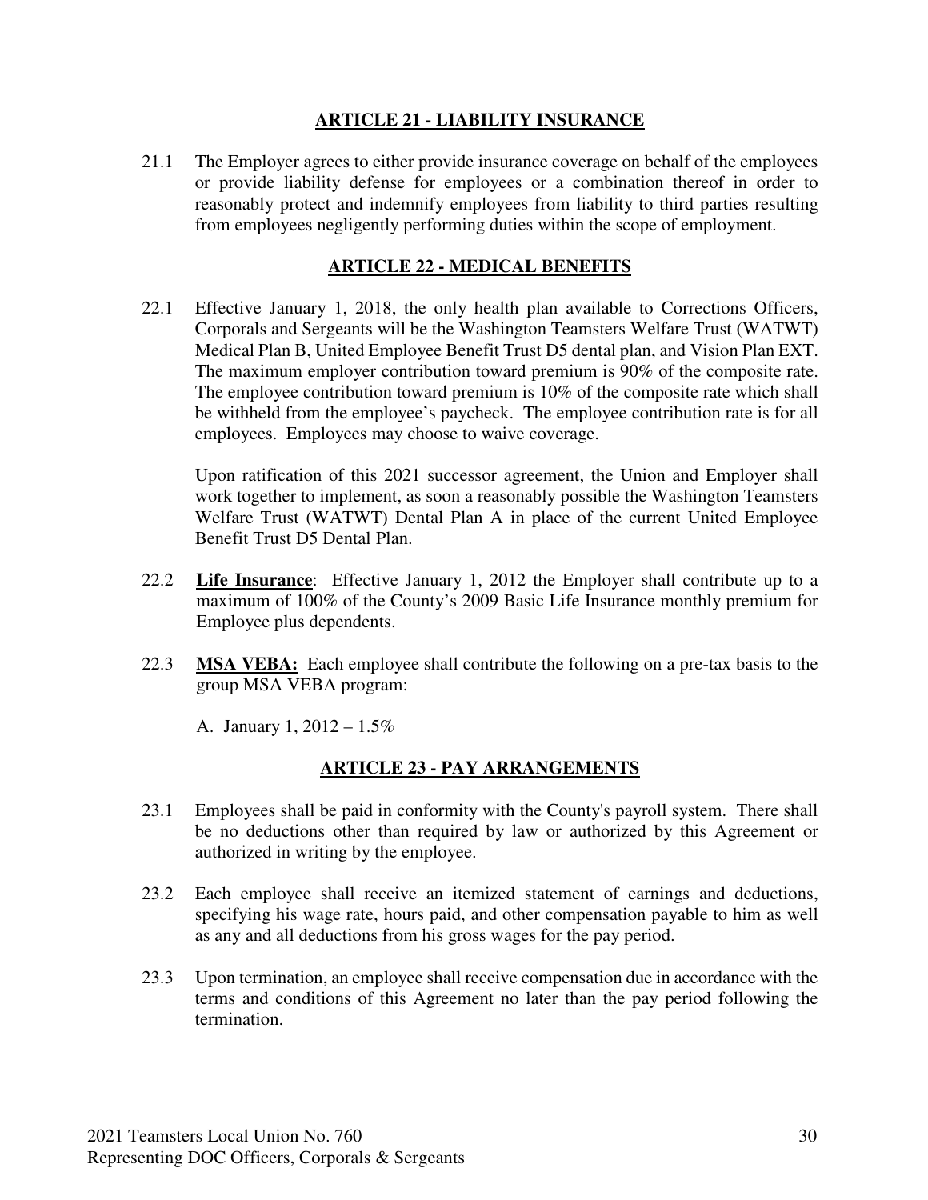## ARTICLE 21 - LIABILITY INSURANCE

21.1 The Employer agrees to either provide insurance coverage on behalf of the employees or provide liability defense for employees or a combination thereof in order to reasonably protect and indemnify employees from liability to third parties resulting from employees negligently performing duties within the scope of employment.

## ARTICLE 22 - MEDICAL BENEFITS

22.1 Effective January 1, 2018, the only health plan available to Corrections Officers, Corporals and Sergeants will be the Washington Teamsters Welfare Trust (WATWT) Medical Plan B, United Employee Benefit Trust D5 dental plan, and Vision Plan EXT. The maximum employer contribution toward premium is 90% of the composite rate. The employee contribution toward premium is 10% of the composite rate which shall be withheld from the employee's paycheck. The employee contribution rate is for all employees. Employees may choose to waive coverage.

Upon ratification of this 2021 successor agreement, the Union and Employer shall work together to implement, as soon a reasonably possible the Washington Teamsters Welfare Trust (WATWT) Dental Plan A in place of the current United Employee Benefit Trust D5 Dental Plan.

22.2 **Life Insurance**: Effective January 1, 2012 the Employer shall contribute up to a maximum of 100% of the County's 2009 Basic Life Insurance monthly premium for Employee plus dependents.

22.3 **MSA VEBA:** Each employee shall contribute the following on a pre-tax basis to the group MSA VEBA program:

A. January 1, 2012 – 1.5%

## ARTICLE 23 - PAY ARRANGEMENTS

23.1 Employees shall be paid in conformity with the County's payroll system. There shall be no deductions other than required by law or authorized by this Agreement or authorized in writing by the employee.

23.2 Each employee shall receive an itemized statement of earnings and deductions, specifying his wage rate, hours paid, and other compensation payable to him as well as any and all deductions from his gross wages for the pay period.

23.3 Upon termination, an employee shall receive compensation due in accordance with the terms and conditions of this Agreement no later than the pay period following the termination.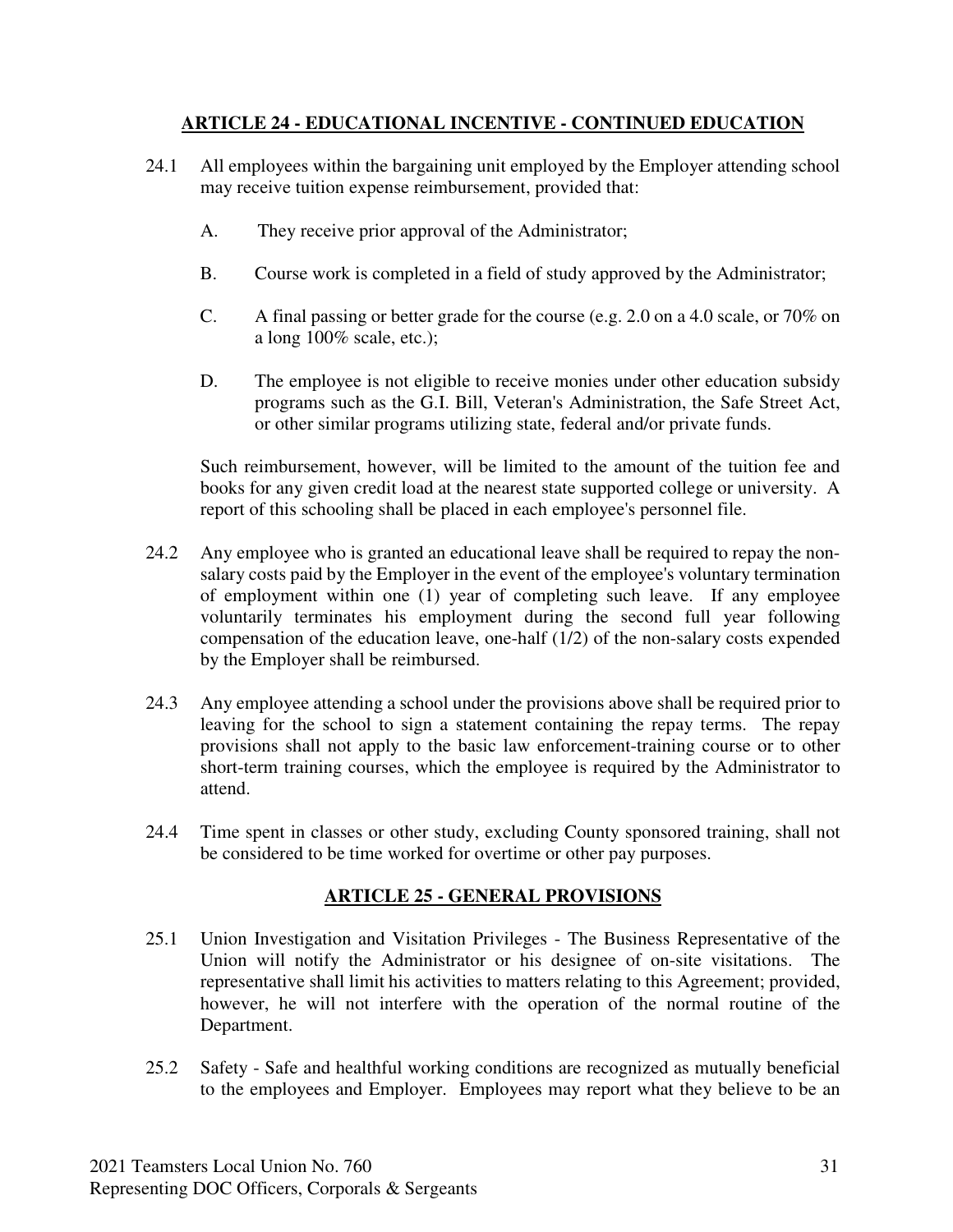## ARTICLE 24 - EDUCATIONAL INCENTIVE - CONTINUED EDUCATION

24.1 All employees within the bargaining unit employed by the Employer attending school may receive tuition expense reimbursement, provided that:

A. They receive prior approval of the Administrator;

B. Course work is completed in a field of study approved by the Administrator;

C. A final passing or better grade for the course (e.g. 2.0 on a 4.0 scale, or 70% on a long 100% scale, etc.);

D. The employee is not eligible to receive monies under other education subsidy programs such as the G.I. Bill, Veteran's Administration, the Safe Street Act, or other similar programs utilizing state, federal and/or private funds.

Such reimbursement, however, will be limited to the amount of the tuition fee and books for any given credit load at the nearest state supported college or university. A report of this schooling shall be placed in each employee's personnel file.

24.2 Any employee who is granted an educational leave shall be required to repay the non-salary costs paid by the Employer in the event of the employee's voluntary termination of employment within one (1) year of completing such leave. If any employee voluntarily terminates his employment during the second full year following compensation of the education leave, one-half (1/2) of the non-salary costs expended by the Employer shall be reimbursed.

24.3 Any employee attending a school under the provisions above shall be required prior to leaving for the school to sign a statement containing the repay terms. The repay provisions shall not apply to the basic law enforcement-training course or to other short-term training courses, which the employee is required by the Administrator to attend.

24.4 Time spent in classes or other study, excluding County sponsored training, shall not be considered to be time worked for overtime or other pay purposes.

## ARTICLE 25 - GENERAL PROVISIONS

25.1 Union Investigation and Visitation Privileges - The Business Representative of the Union will notify the Administrator or his designee of on-site visitations. The representative shall limit his activities to matters relating to this Agreement; provided, however, he will not interfere with the operation of the normal routine of the Department.

25.2 Safety - Safe and healthful working conditions are recognized as mutually beneficial to the employees and Employer. Employees may report what they believe to be an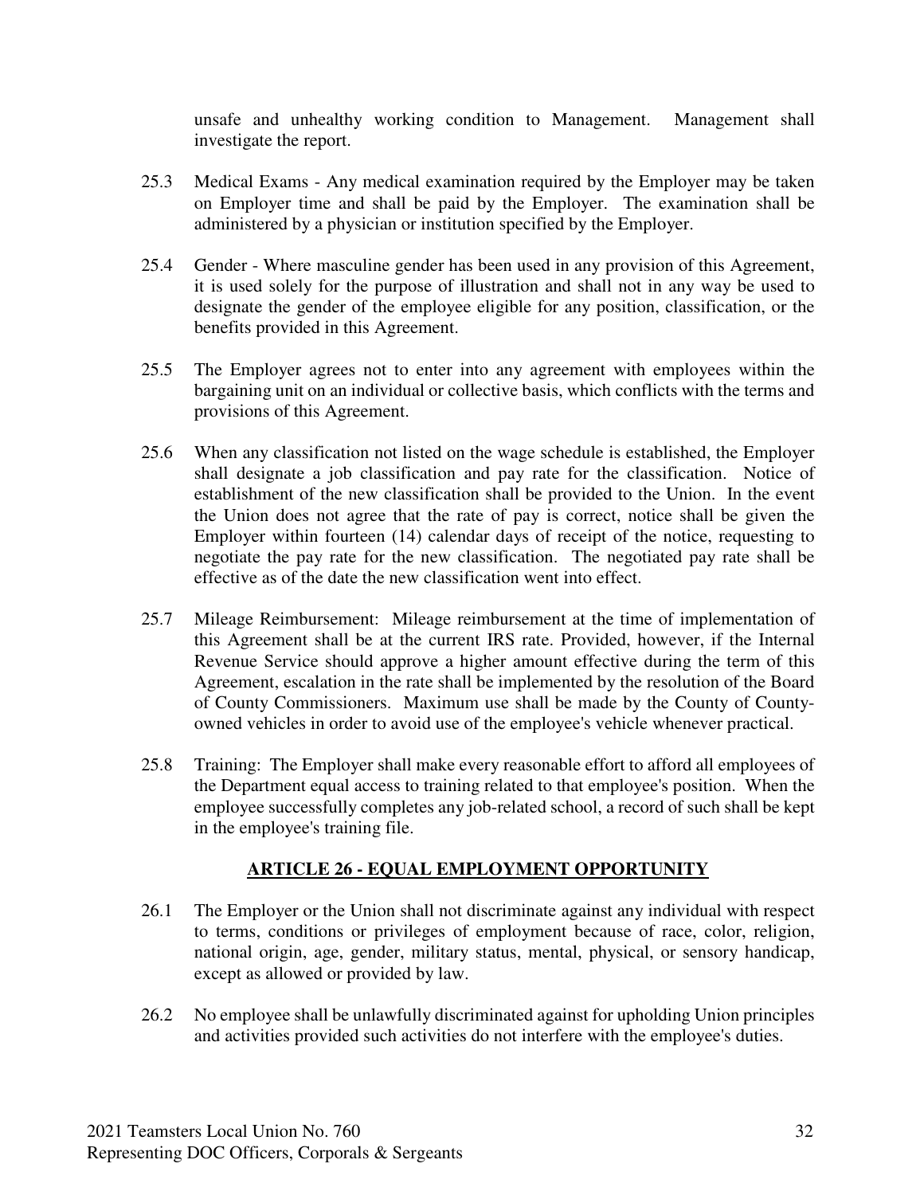unsafe and unhealthy working condition to Management. Management shall investigate the report.

25.3 Medical Exams - Any medical examination required by the Employer may be taken on Employer time and shall be paid by the Employer. The examination shall be administered by a physician or institution specified by the Employer.

25.4 Gender - Where masculine gender has been used in any provision of this Agreement, it is used solely for the purpose of illustration and shall not in any way be used to designate the gender of the employee eligible for any position, classification, or the benefits provided in this Agreement.

25.5 The Employer agrees not to enter into any agreement with employees within the bargaining unit on an individual or collective basis, which conflicts with the terms and provisions of this Agreement.

25.6 When any classification not listed on the wage schedule is established, the Employer shall designate a job classification and pay rate for the classification. Notice of establishment of the new classification shall be provided to the Union. In the event the Union does not agree that the rate of pay is correct, notice shall be given the Employer within fourteen (14) calendar days of receipt of the notice, requesting to negotiate the pay rate for the new classification. The negotiated pay rate shall be effective as of the date the new classification went into effect.

25.7 Mileage Reimbursement: Mileage reimbursement at the time of implementation of this Agreement shall be at the current IRS rate. Provided, however, if the Internal Revenue Service should approve a higher amount effective during the term of this Agreement, escalation in the rate shall be implemented by the resolution of the Board of County Commissioners. Maximum use shall be made by the County of County-owned vehicles in order to avoid use of the employee's vehicle whenever practical.

25.8 Training: The Employer shall make every reasonable effort to afford all employees of the Department equal access to training related to that employee's position. When the employee successfully completes any job-related school, a record of such shall be kept in the employee's training file.

## ARTICLE 26 - EQUAL EMPLOYMENT OPPORTUNITY

26.1 The Employer or the Union shall not discriminate against any individual with respect to terms, conditions or privileges of employment because of race, color, religion, national origin, age, gender, military status, mental, physical, or sensory handicap, except as allowed or provided by law.

26.2 No employee shall be unlawfully discriminated against for upholding Union principles and activities provided such activities do not interfere with the employee's duties.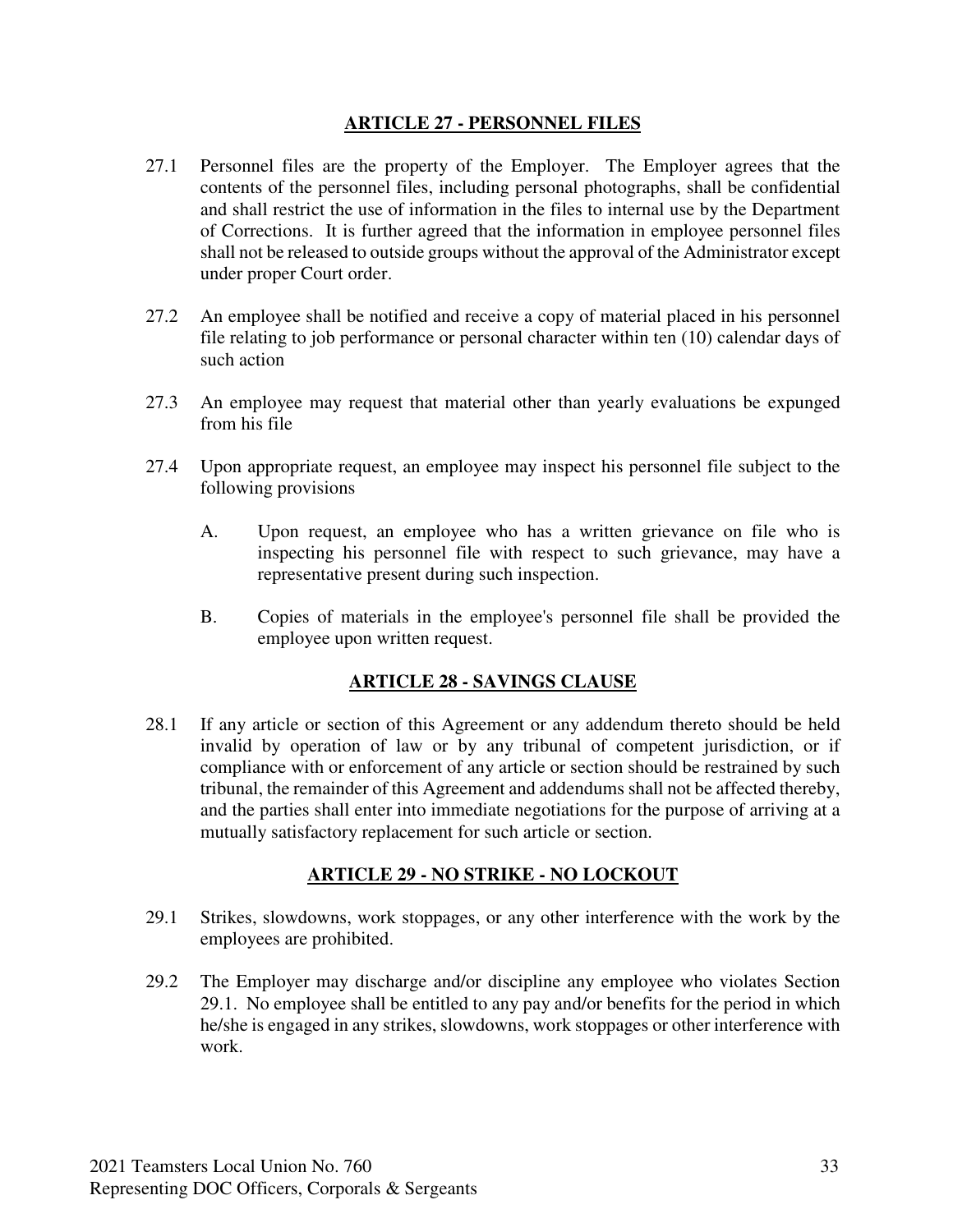## ARTICLE 27 - PERSONNEL FILES

27.1 Personnel files are the property of the Employer. The Employer agrees that the contents of the personnel files, including personal photographs, shall be confidential and shall restrict the use of information in the files to internal use by the Department of Corrections. It is further agreed that the information in employee personnel files shall not be released to outside groups without the approval of the Administrator except under proper Court order.

27.2 An employee shall be notified and receive a copy of material placed in his personnel file relating to job performance or personal character within ten (10) calendar days of such action

27.3 An employee may request that material other than yearly evaluations be expunged from his file

27.4 Upon appropriate request, an employee may inspect his personnel file subject to the following provisions

A. Upon request, an employee who has a written grievance on file who is inspecting his personnel file with respect to such grievance, may have a representative present during such inspection.

B. Copies of materials in the employee's personnel file shall be provided the employee upon written request.

## ARTICLE 28 - SAVINGS CLAUSE

28.1 If any article or section of this Agreement or any addendum thereto should be held invalid by operation of law or by any tribunal of competent jurisdiction, or if compliance with or enforcement of any article or section should be restrained by such tribunal, the remainder of this Agreement and addendums shall not be affected thereby, and the parties shall enter into immediate negotiations for the purpose of arriving at a mutually satisfactory replacement for such article or section.

## ARTICLE 29 - NO STRIKE - NO LOCKOUT

29.1 Strikes, slowdowns, work stoppages, or any other interference with the work by the employees are prohibited.

29.2 The Employer may discharge and/or discipline any employee who violates Section 29.1. No employee shall be entitled to any pay and/or benefits for the period in which he/she is engaged in any strikes, slowdowns, work stoppages or other interference with work.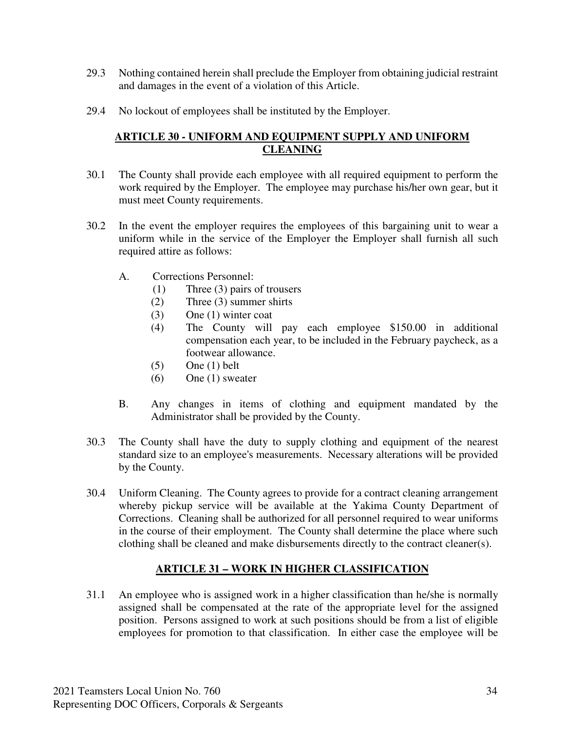29.3 Nothing contained herein shall preclude the Employer from obtaining judicial restraint and damages in the event of a violation of this Article.

29.4 No lockout of employees shall be instituted by the Employer.

## ARTICLE 30 - UNIFORM AND EQUIPMENT SUPPLY AND UNIFORM CLEANING

30.1 The County shall provide each employee with all required equipment to perform the work required by the Employer. The employee may purchase his/her own gear, but it must meet County requirements.

30.2 In the event the employer requires the employees of this bargaining unit to wear a uniform while in the service of the Employer the Employer shall furnish all such required attire as follows:

A. Corrections Personnel:
   (1) Three (3) pairs of trousers
   (2) Three (3) summer shirts
   (3) One (1) winter coat
   (4) The County will pay each employee $150.00 in additional compensation each year, to be included in the February paycheck, as a footwear allowance.
   (5) One (1) belt
   (6) One (1) sweater

B. Any changes in items of clothing and equipment mandated by the Administrator shall be provided by the County.

30.3 The County shall have the duty to supply clothing and equipment of the nearest standard size to an employee's measurements. Necessary alterations will be provided by the County.

30.4 Uniform Cleaning. The County agrees to provide for a contract cleaning arrangement whereby pickup service will be available at the Yakima County Department of Corrections. Cleaning shall be authorized for all personnel required to wear uniforms in the course of their employment. The County shall determine the place where such clothing shall be cleaned and make disbursements directly to the contract cleaner(s).

## ARTICLE 31 – WORK IN HIGHER CLASSIFICATION

31.1 An employee who is assigned work in a higher classification than he/she is normally assigned shall be compensated at the rate of the appropriate level for the assigned position. Persons assigned to work at such positions should be from a list of eligible employees for promotion to that classification. In either case the employee will be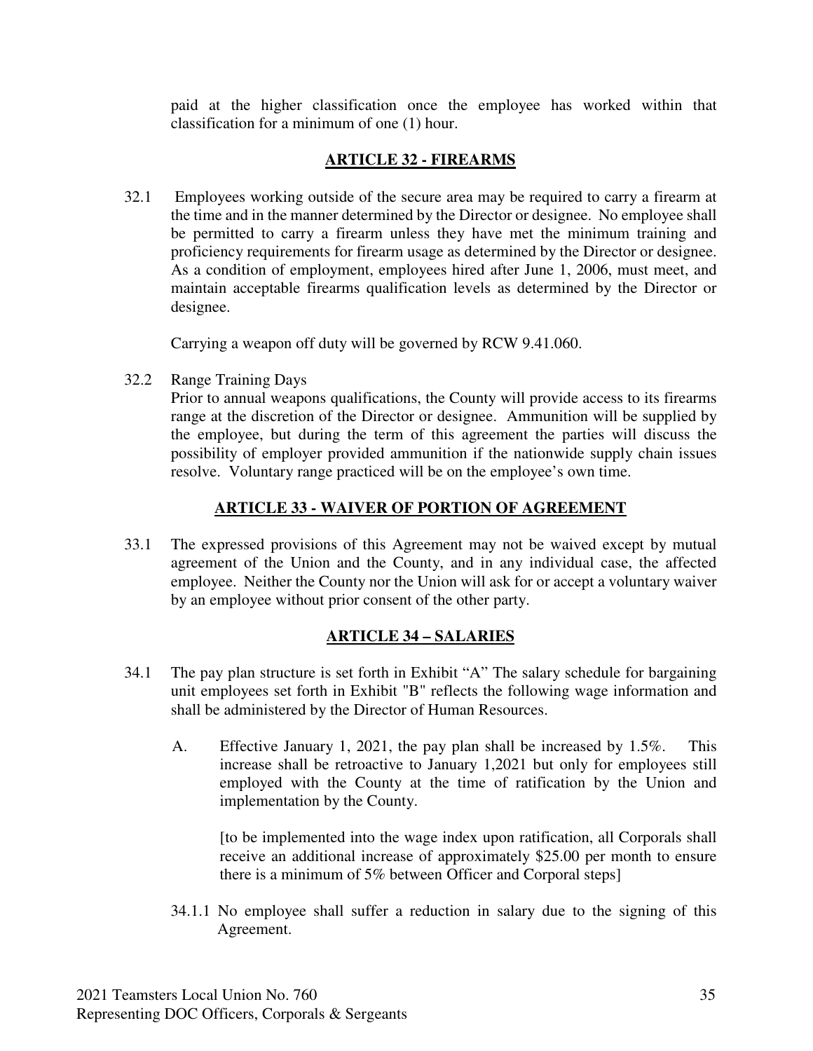paid at the higher classification once the employee has worked within that classification for a minimum of one (1) hour.

## ARTICLE 32 - FIREARMS

32.1 Employees working outside of the secure area may be required to carry a firearm at the time and in the manner determined by the Director or designee. No employee shall be permitted to carry a firearm unless they have met the minimum training and proficiency requirements for firearm usage as determined by the Director or designee. As a condition of employment, employees hired after June 1, 2006, must meet, and maintain acceptable firearms qualification levels as determined by the Director or designee.

Carrying a weapon off duty will be governed by RCW 9.41.060.

32.2 Range Training Days
Prior to annual weapons qualifications, the County will provide access to its firearms range at the discretion of the Director or designee. Ammunition will be supplied by the employee, but during the term of this agreement the parties will discuss the possibility of employer provided ammunition if the nationwide supply chain issues resolve. Voluntary range practiced will be on the employee's own time.

## ARTICLE 33 - WAIVER OF PORTION OF AGREEMENT

33.1 The expressed provisions of this Agreement may not be waived except by mutual agreement of the Union and the County, and in any individual case, the affected employee. Neither the County nor the Union will ask for or accept a voluntary waiver by an employee without prior consent of the other party.

## ARTICLE 34 – SALARIES

34.1 The pay plan structure is set forth in Exhibit "A" The salary schedule for bargaining unit employees set forth in Exhibit "B" reflects the following wage information and shall be administered by the Director of Human Resources.

A. Effective January 1, 2021, the pay plan shall be increased by 1.5%. This increase shall be retroactive to January 1,2021 but only for employees still employed with the County at the time of ratification by the Union and implementation by the County.

[to be implemented into the wage index upon ratification, all Corporals shall receive an additional increase of approximately $25.00 per month to ensure there is a minimum of 5% between Officer and Corporal steps]

34.1.1 No employee shall suffer a reduction in salary due to the signing of this Agreement.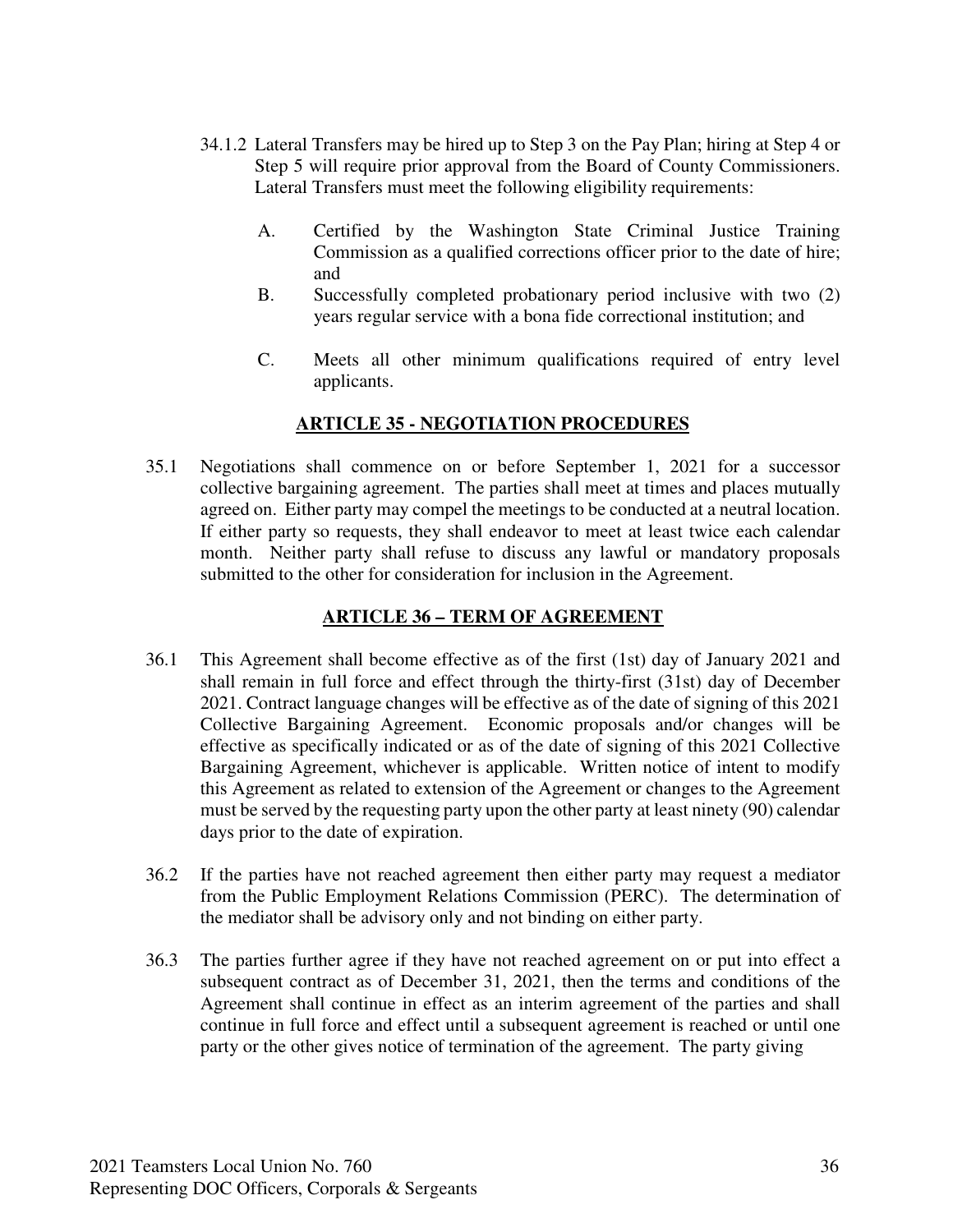34.1.2 Lateral Transfers may be hired up to Step 3 on the Pay Plan; hiring at Step 4 or Step 5 will require prior approval from the Board of County Commissioners. Lateral Transfers must meet the following eligibility requirements:

A. Certified by the Washington State Criminal Justice Training Commission as a qualified corrections officer prior to the date of hire; and

B. Successfully completed probationary period inclusive with two (2) years regular service with a bona fide correctional institution; and

C. Meets all other minimum qualifications required of entry level applicants.

## ARTICLE 35 - NEGOTIATION PROCEDURES

35.1 Negotiations shall commence on or before September 1, 2021 for a successor collective bargaining agreement. The parties shall meet at times and places mutually agreed on. Either party may compel the meetings to be conducted at a neutral location. If either party so requests, they shall endeavor to meet at least twice each calendar month. Neither party shall refuse to discuss any lawful or mandatory proposals submitted to the other for consideration for inclusion in the Agreement.

## ARTICLE 36 – TERM OF AGREEMENT

36.1 This Agreement shall become effective as of the first (1st) day of January 2021 and shall remain in full force and effect through the thirty-first (31st) day of December 2021. Contract language changes will be effective as of the date of signing of this 2021 Collective Bargaining Agreement. Economic proposals and/or changes will be effective as specifically indicated or as of the date of signing of this 2021 Collective Bargaining Agreement, whichever is applicable. Written notice of intent to modify this Agreement as related to extension of the Agreement or changes to the Agreement must be served by the requesting party upon the other party at least ninety (90) calendar days prior to the date of expiration.

36.2 If the parties have not reached agreement then either party may request a mediator from the Public Employment Relations Commission (PERC). The determination of the mediator shall be advisory only and not binding on either party.

36.3 The parties further agree if they have not reached agreement on or put into effect a subsequent contract as of December 31, 2021, then the terms and conditions of the Agreement shall continue in effect as an interim agreement of the parties and shall continue in full force and effect until a subsequent agreement is reached or until one party or the other gives notice of termination of the agreement. The party giving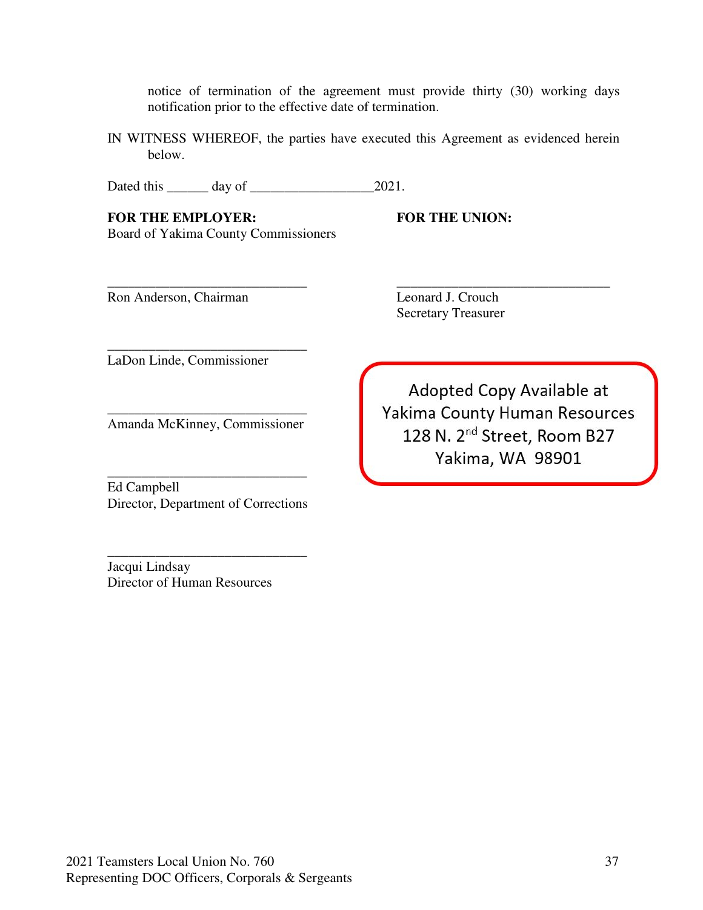notice of termination of the agreement must provide thirty (30) working days notification prior to the effective date of termination.

IN WITNESS WHEREOF, the parties have executed this Agreement as evidenced herein below.

Dated this ______ day of __________________2021.

**FOR THE EMPLOYER:**
Board of Yakima County Commissioners

______________________________
Ron Anderson, Chairman

______________________________
LaDon Linde, Commissioner

______________________________
Amanda McKinney, Commissioner

______________________________
Ed Campbell
Director, Department of Corrections

______________________________
Jacqui Lindsay
Director of Human Resources

**FOR THE UNION:**

________________________________
Leonard J. Crouch
Secretary Treasurer

Adopted Copy Available at
Yakima County Human Resources
128 N. 2nd Street, Room B27
Yakima, WA 98901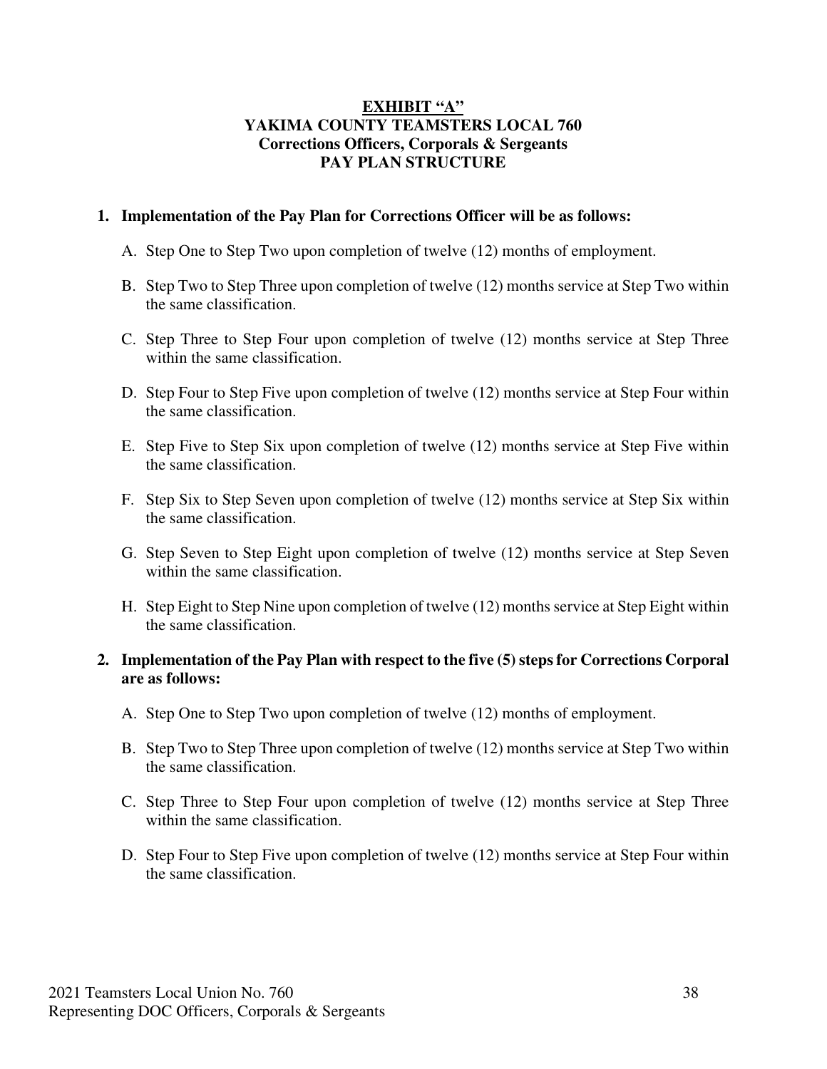**EXHIBIT "A"**
**YAKIMA COUNTY TEAMSTERS LOCAL 760**
**Corrections Officers, Corporals & Sergeants**
**PAY PLAN STRUCTURE**

**1. Implementation of the Pay Plan for Corrections Officer will be as follows:**

A. Step One to Step Two upon completion of twelve (12) months of employment.

B. Step Two to Step Three upon completion of twelve (12) months service at Step Two within the same classification.

C. Step Three to Step Four upon completion of twelve (12) months service at Step Three within the same classification.

D. Step Four to Step Five upon completion of twelve (12) months service at Step Four within the same classification.

E. Step Five to Step Six upon completion of twelve (12) months service at Step Five within the same classification.

F. Step Six to Step Seven upon completion of twelve (12) months service at Step Six within the same classification.

G. Step Seven to Step Eight upon completion of twelve (12) months service at Step Seven within the same classification.

H. Step Eight to Step Nine upon completion of twelve (12) months service at Step Eight within the same classification.

**2. Implementation of the Pay Plan with respect to the five (5) steps for Corrections Corporal are as follows:**

A. Step One to Step Two upon completion of twelve (12) months of employment.

B. Step Two to Step Three upon completion of twelve (12) months service at Step Two within the same classification.

C. Step Three to Step Four upon completion of twelve (12) months service at Step Three within the same classification.

D. Step Four to Step Five upon completion of twelve (12) months service at Step Four within the same classification.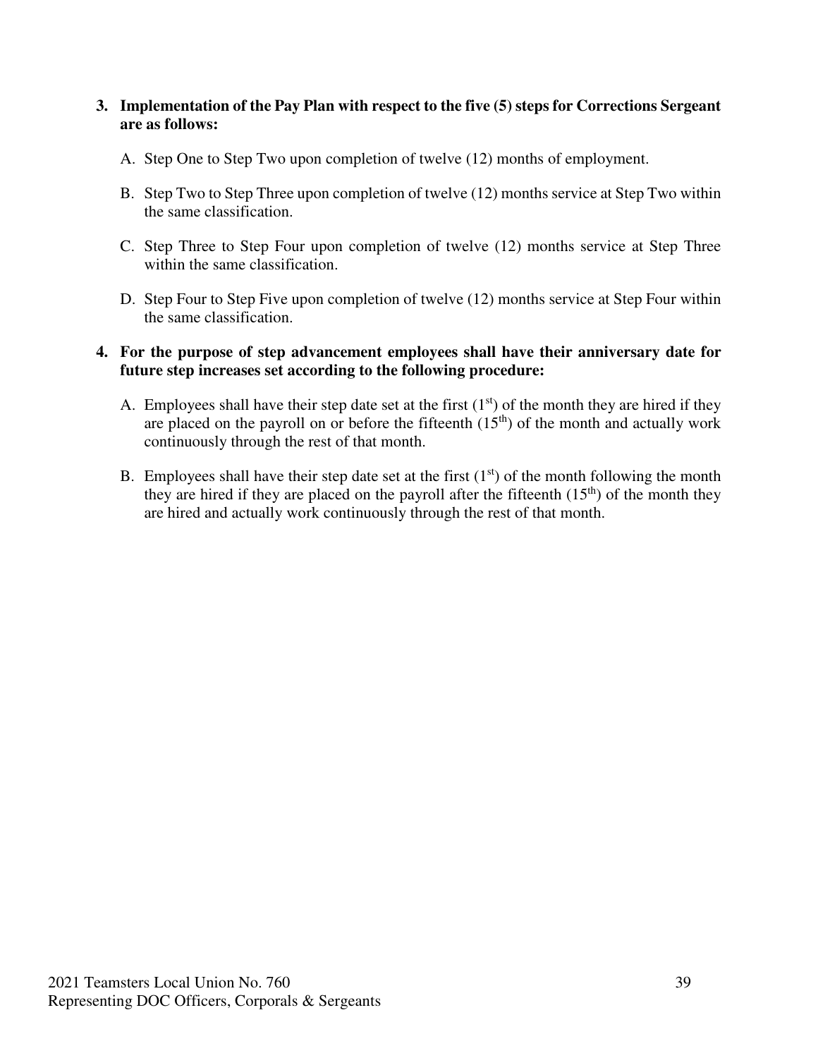**3. Implementation of the Pay Plan with respect to the five (5) steps for Corrections Sergeant are as follows:**

A. Step One to Step Two upon completion of twelve (12) months of employment.

B. Step Two to Step Three upon completion of twelve (12) months service at Step Two within the same classification.

C. Step Three to Step Four upon completion of twelve (12) months service at Step Three within the same classification.

D. Step Four to Step Five upon completion of twelve (12) months service at Step Four within the same classification.

**4. For the purpose of step advancement employees shall have their anniversary date for future step increases set according to the following procedure:**

A. Employees shall have their step date set at the first (1st) of the month they are hired if they are placed on the payroll on or before the fifteenth (15th) of the month and actually work continuously through the rest of that month.

B. Employees shall have their step date set at the first (1st) of the month following the month they are hired if they are placed on the payroll after the fifteenth (15th) of the month they are hired and actually work continuously through the rest of that month.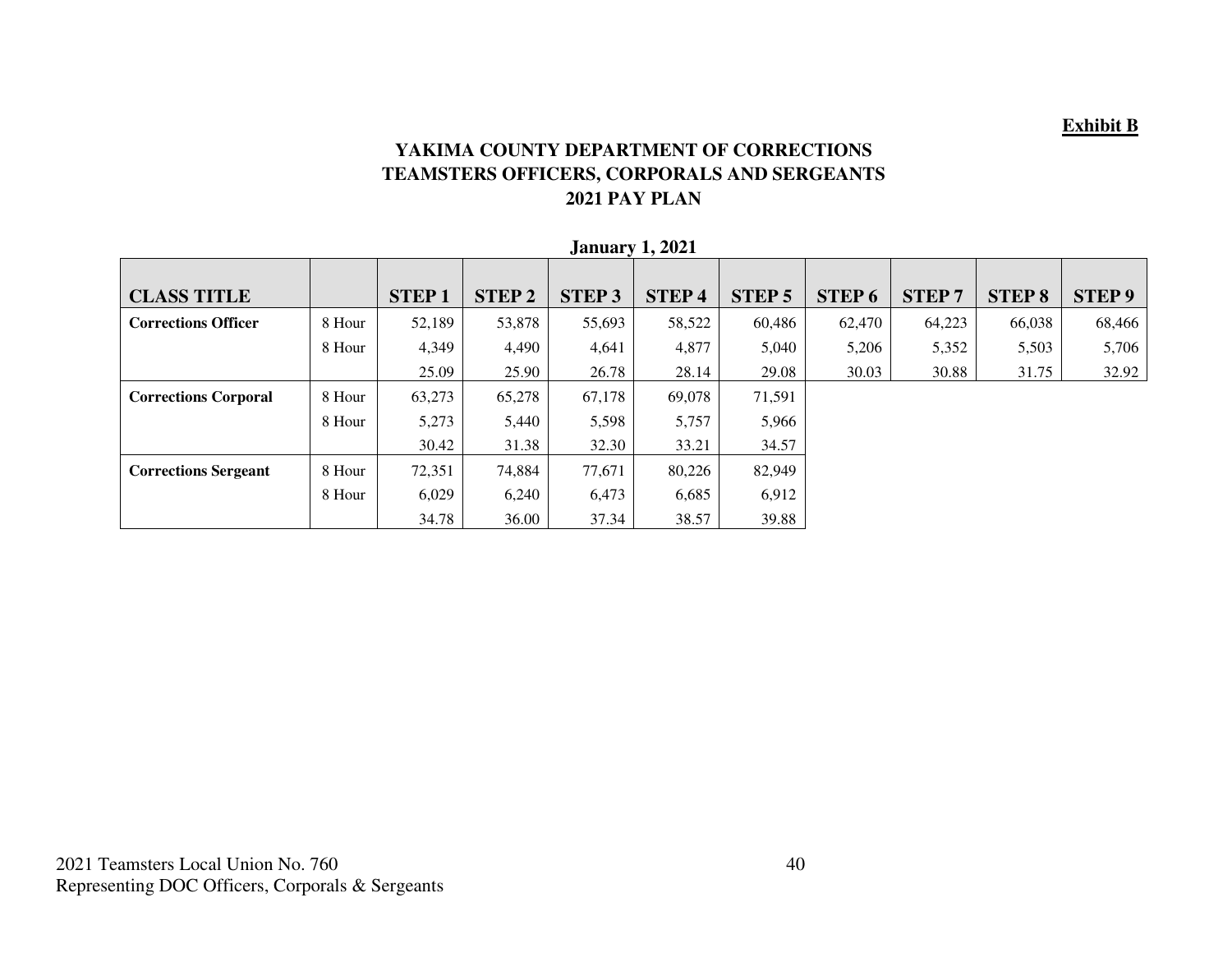**Exhibit B**

# YAKIMA COUNTY DEPARTMENT OF CORRECTIONS
## TEAMSTERS OFFICERS, CORPORALS AND SERGEANTS
## 2021 PAY PLAN

**January 1, 2021**

| CLASS TITLE | | STEP 1 | STEP 2 | STEP 3 | STEP 4 | STEP 5 | STEP 6 | STEP 7 | STEP 8 | STEP 9 |
|---|---|---|---|---|---|---|---|---|---|---|
| **Corrections Officer** | 8 Hour | 52,189 | 53,878 | 55,693 | 58,522 | 60,486 | 62,470 | 64,223 | 66,038 | 68,466 |
| | 8 Hour | 4,349 | 4,490 | 4,641 | 4,877 | 5,040 | 5,206 | 5,352 | 5,503 | 5,706 |
| | | 25.09 | 25.90 | 26.78 | 28.14 | 29.08 | 30.03 | 30.88 | 31.75 | 32.92 |
| **Corrections Corporal** | 8 Hour | 63,273 | 65,278 | 67,178 | 69,078 | 71,591 | | | | |
| | 8 Hour | 5,273 | 5,440 | 5,598 | 5,757 | 5,966 | | | | |
| | | 30.42 | 31.38 | 32.30 | 33.21 | 34.57 | | | | |
| **Corrections Sergeant** | 8 Hour | 72,351 | 74,884 | 77,671 | 80,226 | 82,949 | | | | |
| | 8 Hour | 6,029 | 6,240 | 6,473 | 6,685 | 6,912 | | | | |
| | | 34.78 | 36.00 | 37.34 | 38.57 | 39.88 | | | | |